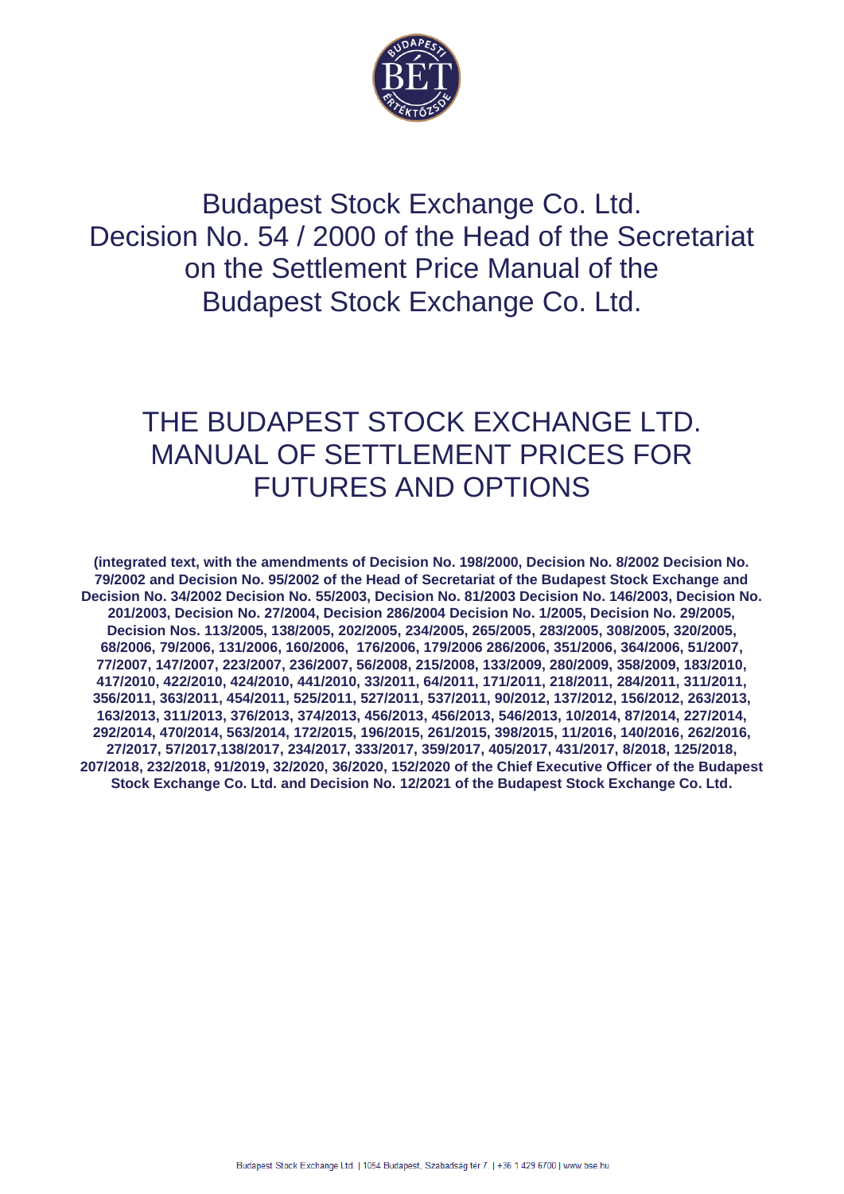# Budapest Stock Exchange Co. Ltd.
# Decision No. 54 / 2000 of the Head of the Secretariat on the Settlement Price Manual of the Budapest Stock Exchange Co. Ltd.

# THE BUDAPEST STOCK EXCHANGE LTD. MANUAL OF SETTLEMENT PRICES FOR FUTURES AND OPTIONS

**(integrated text, with the amendments of Decision No. 198/2000, Decision No. 8/2002 Decision No. 79/2002 and Decision No. 95/2002 of the Head of Secretariat of the Budapest Stock Exchange and Decision No. 34/2002 Decision No. 55/2003, Decision No. 81/2003 Decision No. 146/2003, Decision No. 201/2003, Decision No. 27/2004, Decision 286/2004 Decision No. 1/2005, Decision No. 29/2005, Decision Nos. 113/2005, 138/2005, 202/2005, 234/2005, 265/2005, 283/2005, 308/2005, 320/2005, 68/2006, 79/2006, 131/2006, 160/2006, 176/2006, 179/2006 286/2006, 351/2006, 364/2006, 51/2007, 77/2007, 147/2007, 223/2007, 236/2007, 56/2008, 215/2008, 133/2009, 280/2009, 358/2009, 183/2010, 417/2010, 422/2010, 424/2010, 441/2010, 33/2011, 64/2011, 171/2011, 218/2011, 284/2011, 311/2011, 356/2011, 363/2011, 454/2011, 525/2011, 527/2011, 537/2011, 90/2012, 137/2012, 156/2012, 263/2013, 163/2013, 311/2013, 376/2013, 374/2013, 456/2013, 456/2013, 546/2013, 10/2014, 87/2014, 227/2014, 292/2014, 470/2014, 563/2014, 172/2015, 196/2015, 261/2015, 398/2015, 11/2016, 140/2016, 262/2016, 27/2017, 57/2017,138/2017, 234/2017, 333/2017, 359/2017, 405/2017, 431/2017, 8/2018, 125/2018, 207/2018, 232/2018, 91/2019, 32/2020, 36/2020, 152/2020 of the Chief Executive Officer of the Budapest Stock Exchange Co. Ltd. and Decision No. 12/2021 of the Budapest Stock Exchange Co. Ltd.**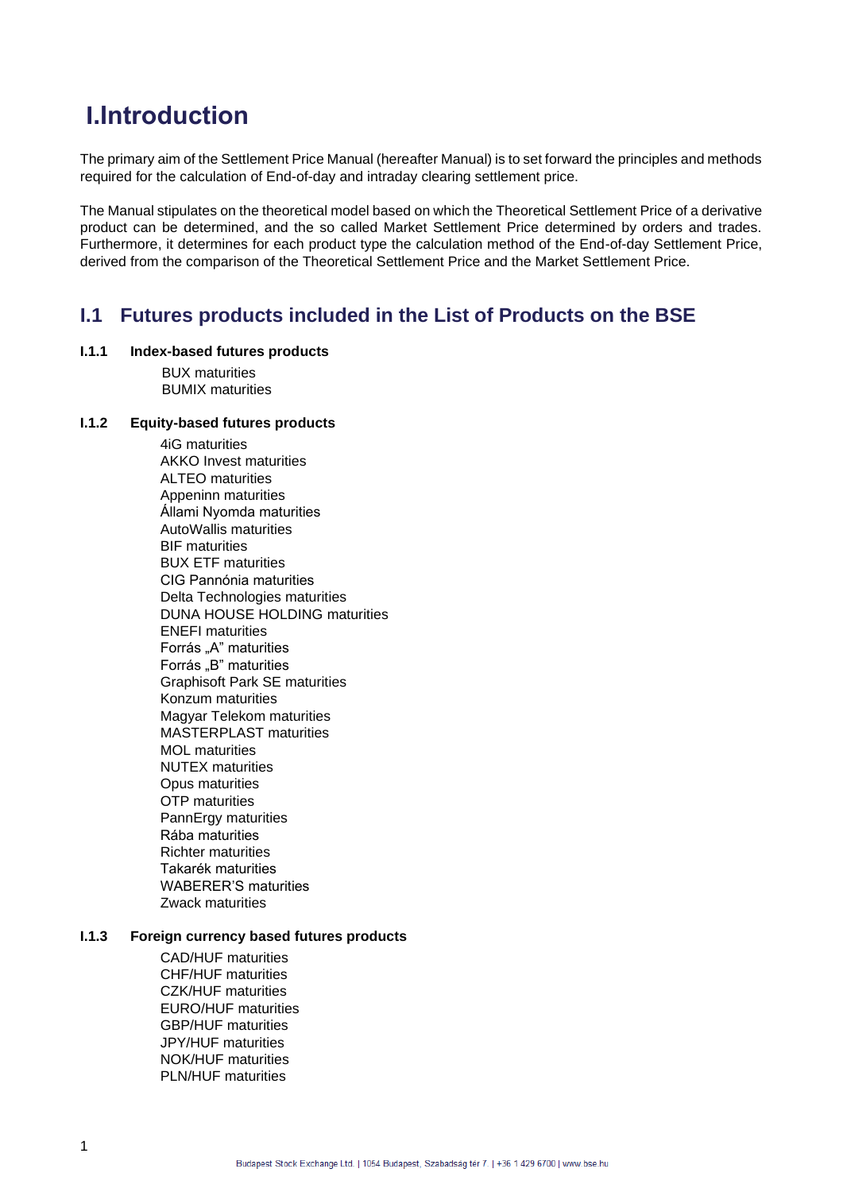# I.Introduction

The primary aim of the Settlement Price Manual (hereafter Manual) is to set forward the principles and methods required for the calculation of End-of-day and intraday clearing settlement price.

The Manual stipulates on the theoretical model based on which the Theoretical Settlement Price of a derivative product can be determined, and the so called Market Settlement Price determined by orders and trades. Furthermore, it determines for each product type the calculation method of the End-of-day Settlement Price, derived from the comparison of the Theoretical Settlement Price and the Market Settlement Price.

## I.1 Futures products included in the List of Products on the BSE

### I.1.1 Index-based futures products

BUX maturities
BUMIX maturities

### I.1.2 Equity-based futures products

4iG maturities
AKKO Invest maturities
ALTEO maturities
Appeninn maturities
Állami Nyomda maturities
AutoWallis maturities
BIF maturities
BUX ETF maturities
CIG Pannónia maturities
Delta Technologies maturities
DUNA HOUSE HOLDING maturities
ENEFI maturities
Forrás „A" maturities
Forrás „B" maturities
Graphisoft Park SE maturities
Konzum maturities
Magyar Telekom maturities
MASTERPLAST maturities
MOL maturities
NUTEX maturities
Opus maturities
OTP maturities
PannErgy maturities
Rába maturities
Richter maturities
Takarék maturities
WABERER'S maturities
Zwack maturities

### I.1.3 Foreign currency based futures products

CAD/HUF maturities
CHF/HUF maturities
CZK/HUF maturities
EURO/HUF maturities
GBP/HUF maturities
JPY/HUF maturities
NOK/HUF maturities
PLN/HUF maturities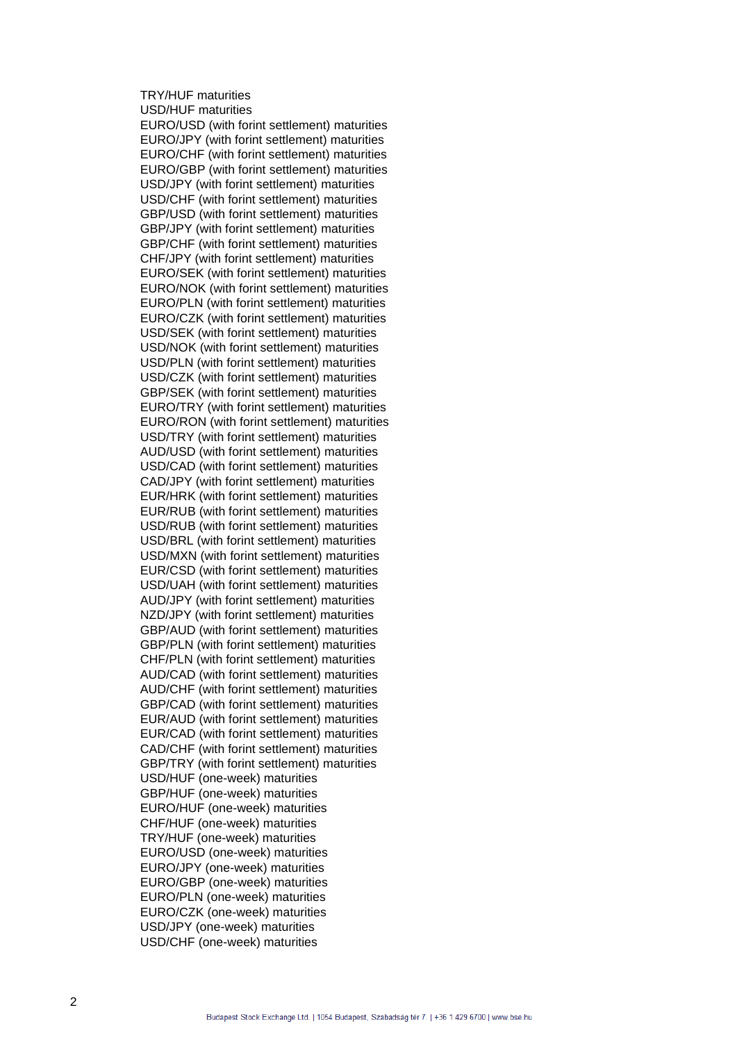TRY/HUF maturities
USD/HUF maturities
EURO/USD (with forint settlement) maturities
EURO/JPY (with forint settlement) maturities
EURO/CHF (with forint settlement) maturities
EURO/GBP (with forint settlement) maturities
USD/JPY (with forint settlement) maturities
USD/CHF (with forint settlement) maturities
GBP/USD (with forint settlement) maturities
GBP/JPY (with forint settlement) maturities
GBP/CHF (with forint settlement) maturities
CHF/JPY (with forint settlement) maturities
EURO/SEK (with forint settlement) maturities
EURO/NOK (with forint settlement) maturities
EURO/PLN (with forint settlement) maturities
EURO/CZK (with forint settlement) maturities
USD/SEK (with forint settlement) maturities
USD/NOK (with forint settlement) maturities
USD/PLN (with forint settlement) maturities
USD/CZK (with forint settlement) maturities
GBP/SEK (with forint settlement) maturities
EURO/TRY (with forint settlement) maturities
EURO/RON (with forint settlement) maturities
USD/TRY (with forint settlement) maturities
AUD/USD (with forint settlement) maturities
USD/CAD (with forint settlement) maturities
CAD/JPY (with forint settlement) maturities
EUR/HRK (with forint settlement) maturities
EUR/RUB (with forint settlement) maturities
USD/RUB (with forint settlement) maturities
USD/BRL (with forint settlement) maturities
USD/MXN (with forint settlement) maturities
EUR/CSD (with forint settlement) maturities
USD/UAH (with forint settlement) maturities
AUD/JPY (with forint settlement) maturities
NZD/JPY (with forint settlement) maturities
GBP/AUD (with forint settlement) maturities
GBP/PLN (with forint settlement) maturities
CHF/PLN (with forint settlement) maturities
AUD/CAD (with forint settlement) maturities
AUD/CHF (with forint settlement) maturities
GBP/CAD (with forint settlement) maturities
EUR/AUD (with forint settlement) maturities
EUR/CAD (with forint settlement) maturities
CAD/CHF (with forint settlement) maturities
GBP/TRY (with forint settlement) maturities
USD/HUF (one-week) maturities
GBP/HUF (one-week) maturities
EURO/HUF (one-week) maturities
CHF/HUF (one-week) maturities
TRY/HUF (one-week) maturities
EURO/USD (one-week) maturities
EURO/JPY (one-week) maturities
EURO/GBP (one-week) maturities
EURO/PLN (one-week) maturities
EURO/CZK (one-week) maturities
USD/JPY (one-week) maturities
USD/CHF (one-week) maturities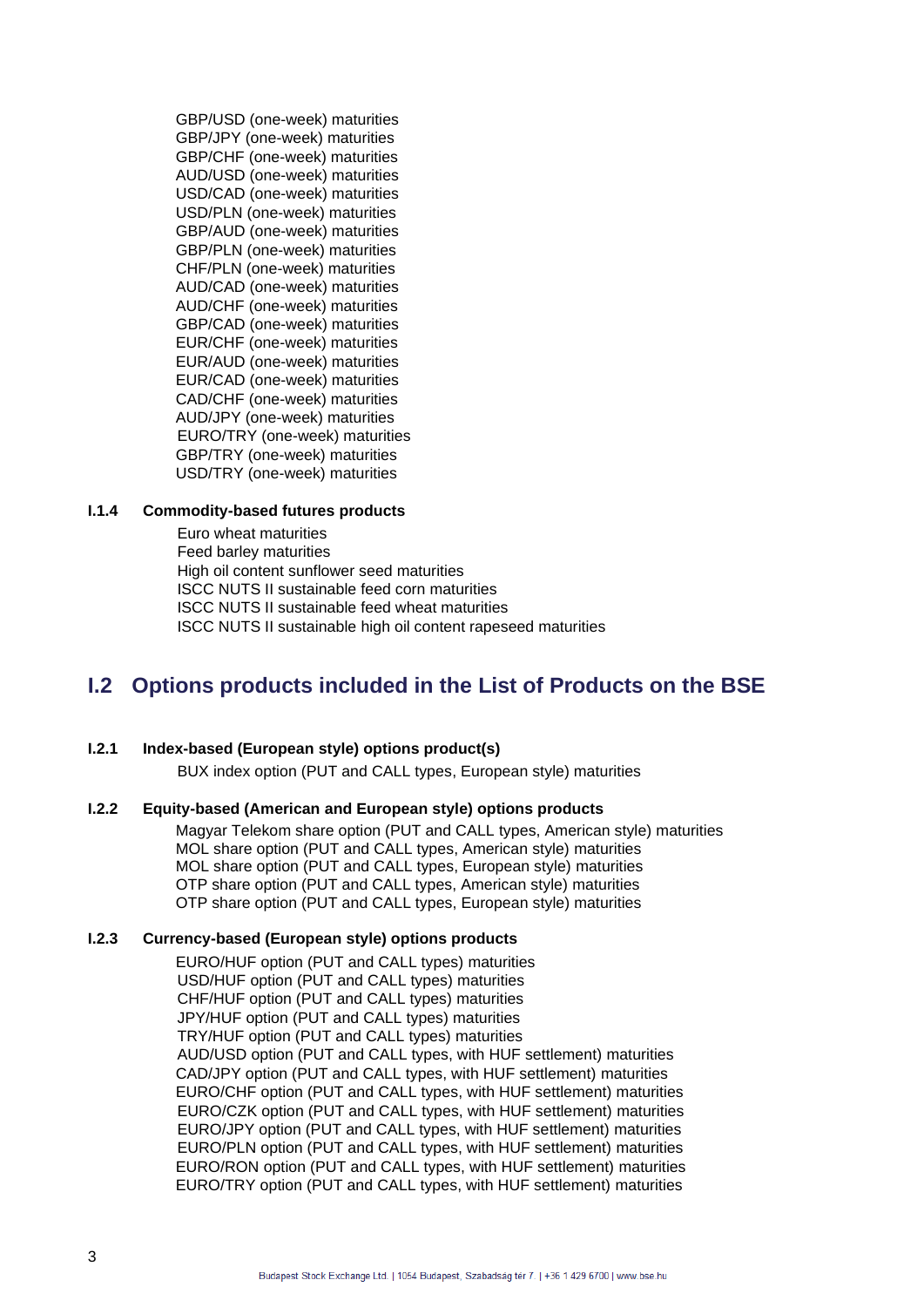GBP/USD (one-week) maturities
GBP/JPY (one-week) maturities
GBP/CHF (one-week) maturities
AUD/USD (one-week) maturities
USD/CAD (one-week) maturities
USD/PLN (one-week) maturities
GBP/AUD (one-week) maturities
GBP/PLN (one-week) maturities
CHF/PLN (one-week) maturities
AUD/CAD (one-week) maturities
AUD/CHF (one-week) maturities
GBP/CAD (one-week) maturities
EUR/CHF (one-week) maturities
EUR/AUD (one-week) maturities
EUR/CAD (one-week) maturities
CAD/CHF (one-week) maturities
AUD/JPY (one-week) maturities
EURO/TRY (one-week) maturities
GBP/TRY (one-week) maturities
USD/TRY (one-week) maturities

#### I.1.4 Commodity-based futures products

Euro wheat maturities
Feed barley maturities
High oil content sunflower seed maturities
ISCC NUTS II sustainable feed corn maturities
ISCC NUTS II sustainable feed wheat maturities
ISCC NUTS II sustainable high oil content rapeseed maturities

## I.2 Options products included in the List of Products on the BSE

#### I.2.1 Index-based (European style) options product(s)

BUX index option (PUT and CALL types, European style) maturities

#### I.2.2 Equity-based (American and European style) options products

Magyar Telekom share option (PUT and CALL types, American style) maturities
MOL share option (PUT and CALL types, American style) maturities
MOL share option (PUT and CALL types, European style) maturities
OTP share option (PUT and CALL types, American style) maturities
OTP share option (PUT and CALL types, European style) maturities

#### I.2.3 Currency-based (European style) options products

EURO/HUF option (PUT and CALL types) maturities
USD/HUF option (PUT and CALL types) maturities
CHF/HUF option (PUT and CALL types) maturities
JPY/HUF option (PUT and CALL types) maturities
TRY/HUF option (PUT and CALL types) maturities
AUD/USD option (PUT and CALL types, with HUF settlement) maturities
CAD/JPY option (PUT and CALL types, with HUF settlement) maturities
EURO/CHF option (PUT and CALL types, with HUF settlement) maturities
EURO/CZK option (PUT and CALL types, with HUF settlement) maturities
EURO/JPY option (PUT and CALL types, with HUF settlement) maturities
EURO/PLN option (PUT and CALL types, with HUF settlement) maturities
EURO/RON option (PUT and CALL types, with HUF settlement) maturities
EURO/TRY option (PUT and CALL types, with HUF settlement) maturities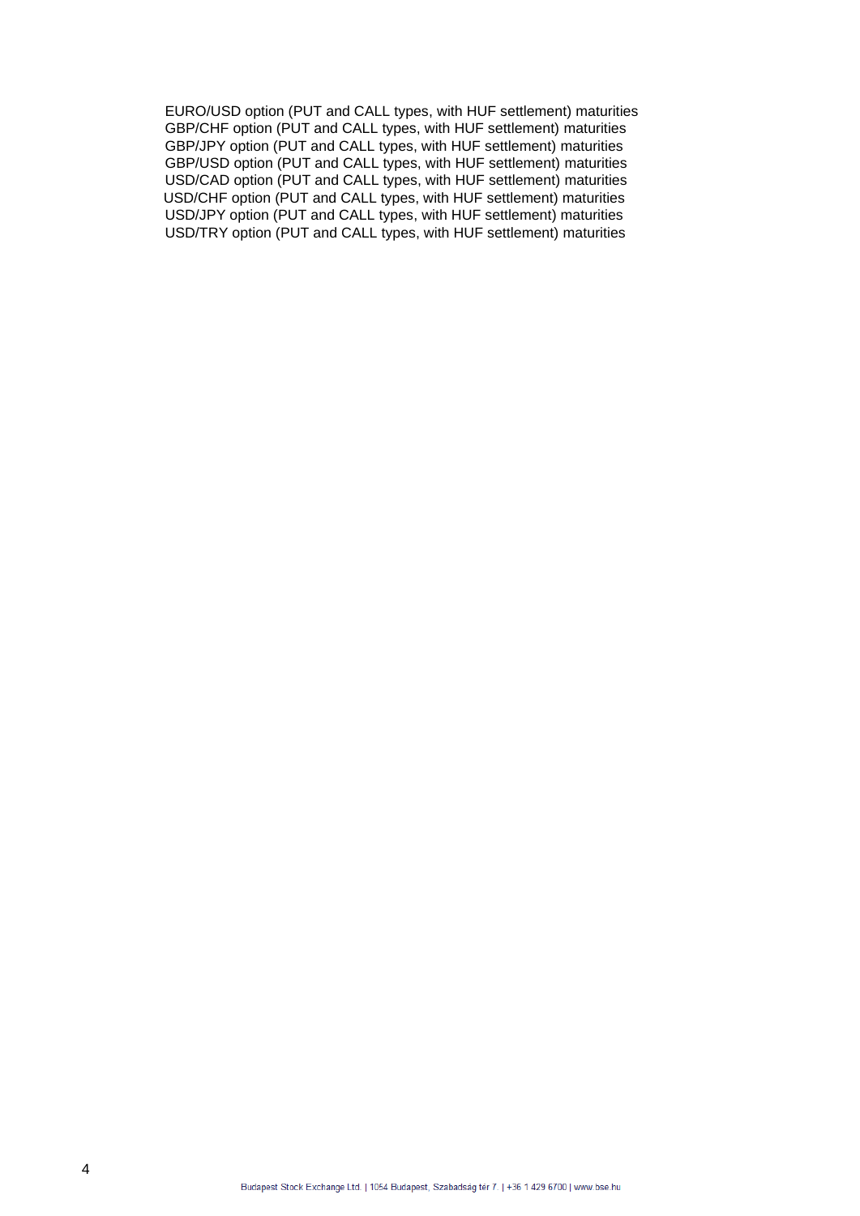EURO/USD option (PUT and CALL types, with HUF settlement) maturities
GBP/CHF option (PUT and CALL types, with HUF settlement) maturities
GBP/JPY option (PUT and CALL types, with HUF settlement) maturities
GBP/USD option (PUT and CALL types, with HUF settlement) maturities
USD/CAD option (PUT and CALL types, with HUF settlement) maturities
USD/CHF option (PUT and CALL types, with HUF settlement) maturities
USD/JPY option (PUT and CALL types, with HUF settlement) maturities
USD/TRY option (PUT and CALL types, with HUF settlement) maturities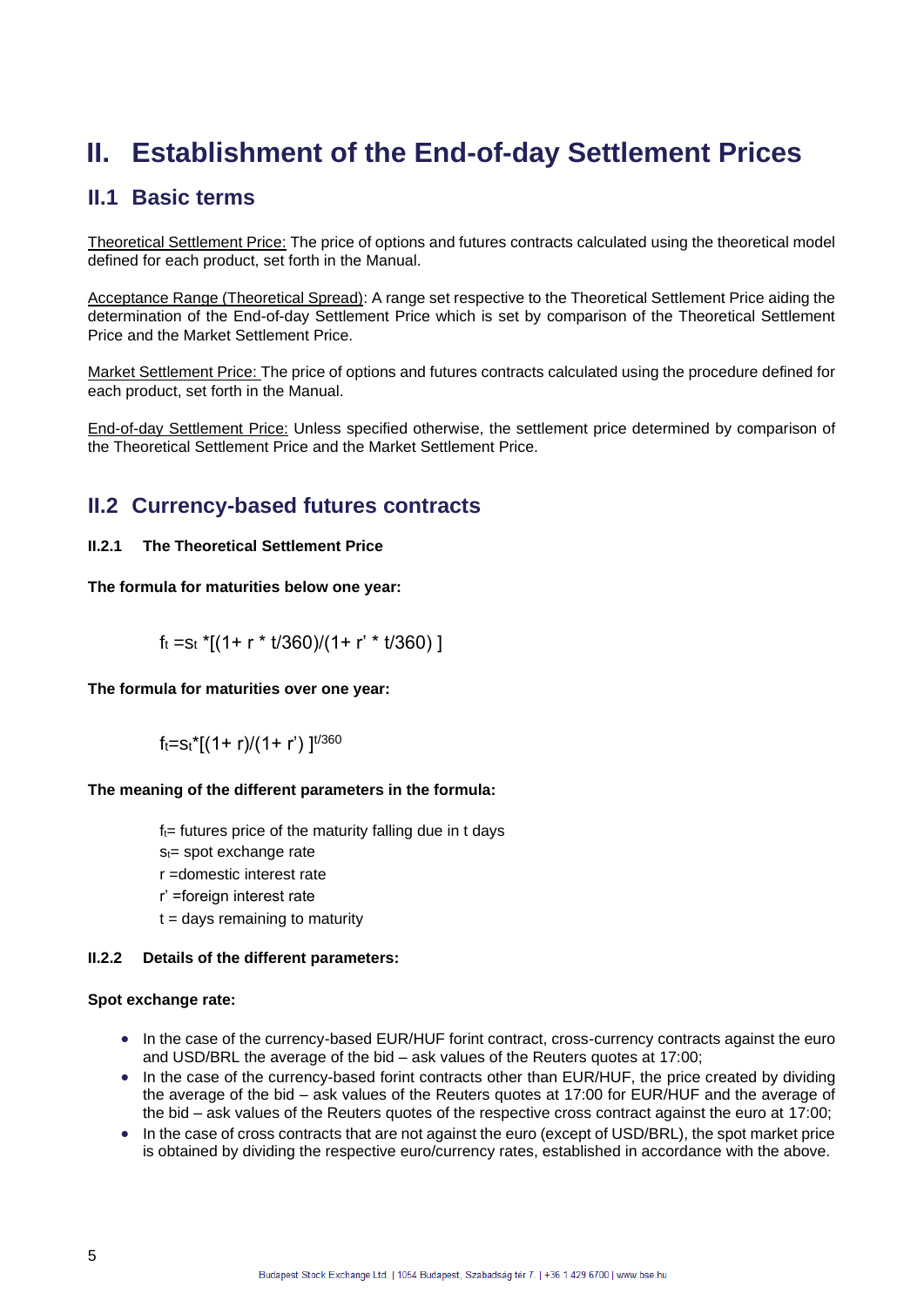# II. Establishment of the End-of-day Settlement Prices

## II.1 Basic terms

Theoretical Settlement Price: The price of options and futures contracts calculated using the theoretical model defined for each product, set forth in the Manual.

Acceptance Range (Theoretical Spread): A range set respective to the Theoretical Settlement Price aiding the determination of the End-of-day Settlement Price which is set by comparison of the Theoretical Settlement Price and the Market Settlement Price.

Market Settlement Price: The price of options and futures contracts calculated using the procedure defined for each product, set forth in the Manual.

End-of-day Settlement Price: Unless specified otherwise, the settlement price determined by comparison of the Theoretical Settlement Price and the Market Settlement Price.

## II.2 Currency-based futures contracts

### II.2.1 The Theoretical Settlement Price

**The formula for maturities below one year:**

$$f_t = s_t * [(1 + r * t/360)/(1 + r' * t/360)]$$

**The formula for maturities over one year:**

$$f_t = s_t * [(1 + r)/(1 + r')]^{t/360}$$

**The meaning of the different parameters in the formula:**

$f_t$= futures price of the maturity falling due in t days
$s_t$= spot exchange rate
r =domestic interest rate
r' =foreign interest rate
t = days remaining to maturity

### II.2.2 Details of the different parameters:

**Spot exchange rate:**

- In the case of the currency-based EUR/HUF forint contract, cross-currency contracts against the euro and USD/BRL the average of the bid – ask values of the Reuters quotes at 17:00;
- In the case of the currency-based forint contracts other than EUR/HUF, the price created by dividing the average of the bid – ask values of the Reuters quotes at 17:00 for EUR/HUF and the average of the bid – ask values of the Reuters quotes of the respective cross contract against the euro at 17:00;
- In the case of cross contracts that are not against the euro (except of USD/BRL), the spot market price is obtained by dividing the respective euro/currency rates, established in accordance with the above.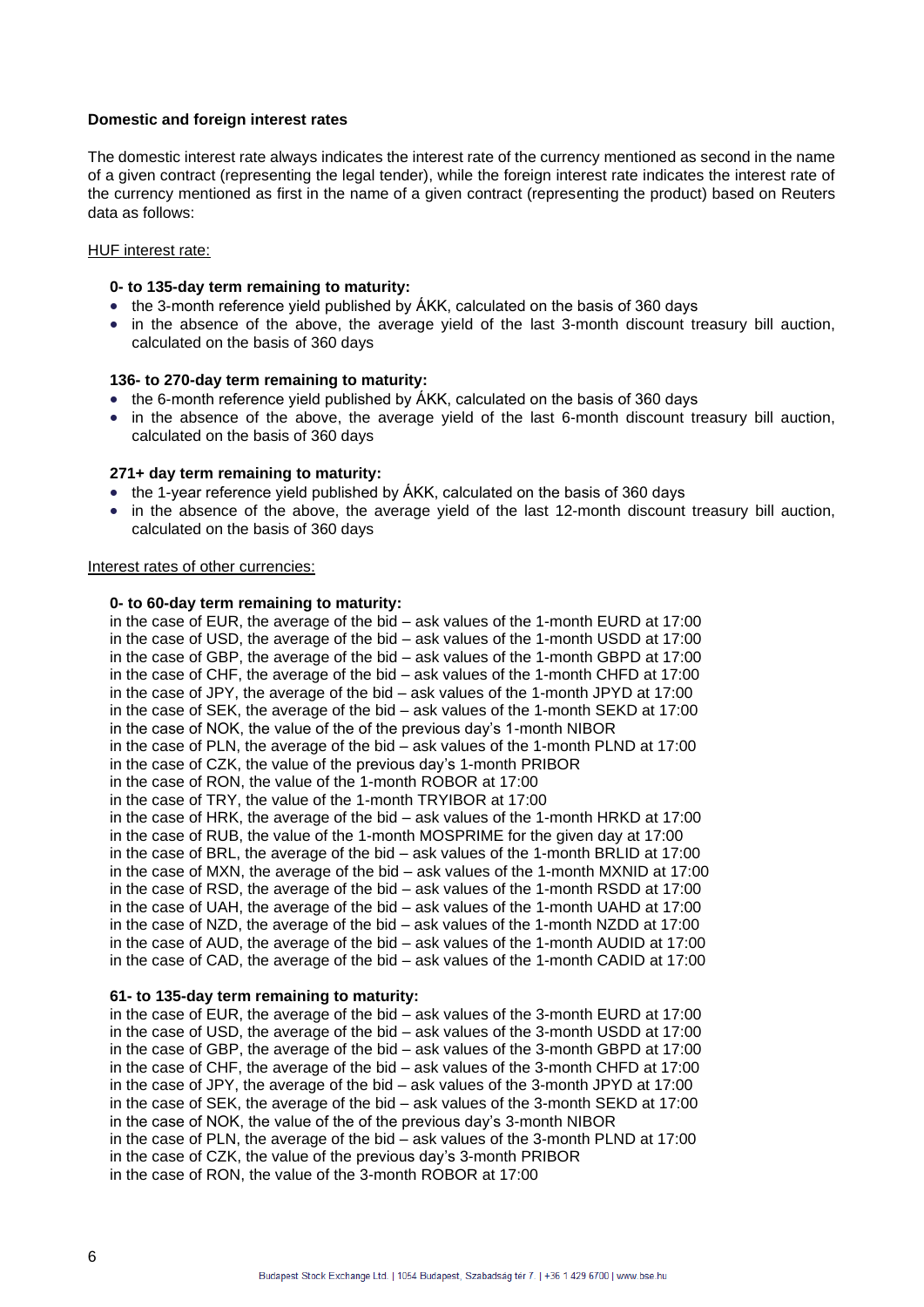**Domestic and foreign interest rates**

The domestic interest rate always indicates the interest rate of the currency mentioned as second in the name of a given contract (representing the legal tender), while the foreign interest rate indicates the interest rate of the currency mentioned as first in the name of a given contract (representing the product) based on Reuters data as follows:

<u>HUF interest rate:</u>

**0- to 135-day term remaining to maturity:**

- the 3-month reference yield published by ÁKK, calculated on the basis of 360 days
- in the absence of the above, the average yield of the last 3-month discount treasury bill auction, calculated on the basis of 360 days

**136- to 270-day term remaining to maturity:**

- the 6-month reference yield published by ÁKK, calculated on the basis of 360 days
- in the absence of the above, the average yield of the last 6-month discount treasury bill auction, calculated on the basis of 360 days

**271+ day term remaining to maturity:**

- the 1-year reference yield published by ÁKK, calculated on the basis of 360 days
- in the absence of the above, the average yield of the last 12-month discount treasury bill auction, calculated on the basis of 360 days

<u>Interest rates of other currencies:</u>

**0- to 60-day term remaining to maturity:**

in the case of EUR, the average of the bid – ask values of the 1-month EURD at 17:00
in the case of USD, the average of the bid – ask values of the 1-month USDD at 17:00
in the case of GBP, the average of the bid – ask values of the 1-month GBPD at 17:00
in the case of CHF, the average of the bid – ask values of the 1-month CHFD at 17:00
in the case of JPY, the average of the bid – ask values of the 1-month JPYD at 17:00
in the case of SEK, the average of the bid – ask values of the 1-month SEKD at 17:00
in the case of NOK, the value of the of the previous day's 1-month NIBOR
in the case of PLN, the average of the bid – ask values of the 1-month PLND at 17:00
in the case of CZK, the value of the previous day's 1-month PRIBOR
in the case of RON, the value of the 1-month ROBOR at 17:00
in the case of TRY, the value of the 1-month TRYIBOR at 17:00
in the case of HRK, the average of the bid – ask values of the 1-month HRKD at 17:00
in the case of RUB, the value of the 1-month MOSPRIME for the given day at 17:00
in the case of BRL, the average of the bid – ask values of the 1-month BRLID at 17:00
in the case of MXN, the average of the bid – ask values of the 1-month MXNID at 17:00
in the case of RSD, the average of the bid – ask values of the 1-month RSDD at 17:00
in the case of UAH, the average of the bid – ask values of the 1-month UAHD at 17:00
in the case of NZD, the average of the bid – ask values of the 1-month NZDD at 17:00
in the case of AUD, the average of the bid – ask values of the 1-month AUDID at 17:00
in the case of CAD, the average of the bid – ask values of the 1-month CADID at 17:00

**61- to 135-day term remaining to maturity:**

in the case of EUR, the average of the bid – ask values of the 3-month EURD at 17:00
in the case of USD, the average of the bid – ask values of the 3-month USDD at 17:00
in the case of GBP, the average of the bid – ask values of the 3-month GBPD at 17:00
in the case of CHF, the average of the bid – ask values of the 3-month CHFD at 17:00
in the case of JPY, the average of the bid – ask values of the 3-month JPYD at 17:00
in the case of SEK, the average of the bid – ask values of the 3-month SEKD at 17:00
in the case of NOK, the value of the of the previous day's 3-month NIBOR
in the case of PLN, the average of the bid – ask values of the 3-month PLND at 17:00
in the case of CZK, the value of the previous day's 3-month PRIBOR
in the case of RON, the value of the 3-month ROBOR at 17:00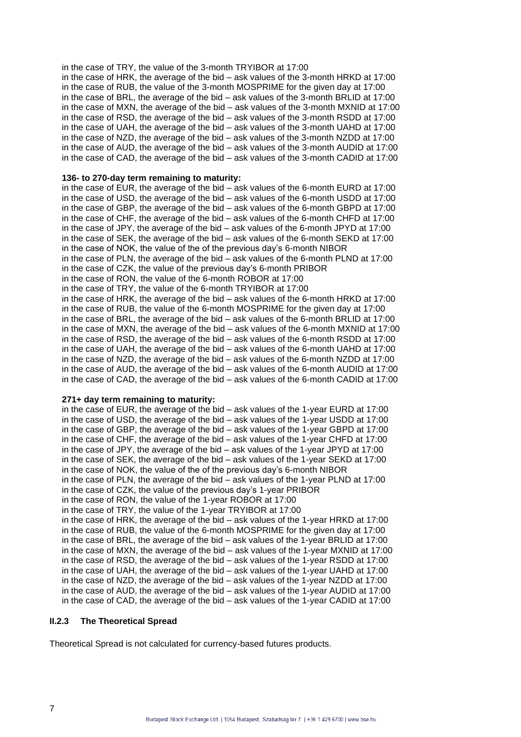in the case of TRY, the value of the 3-month TRYIBOR at 17:00
in the case of HRK, the average of the bid – ask values of the 3-month HRKD at 17:00
in the case of RUB, the value of the 3-month MOSPRIME for the given day at 17:00
in the case of BRL, the average of the bid – ask values of the 3-month BRLID at 17:00
in the case of MXN, the average of the bid – ask values of the 3-month MXNID at 17:00
in the case of RSD, the average of the bid – ask values of the 3-month RSDD at 17:00
in the case of UAH, the average of the bid – ask values of the 3-month UAHD at 17:00
in the case of NZD, the average of the bid – ask values of the 3-month NZDD at 17:00
in the case of AUD, the average of the bid – ask values of the 3-month AUDID at 17:00
in the case of CAD, the average of the bid – ask values of the 3-month CADID at 17:00

**136- to 270-day term remaining to maturity:**
in the case of EUR, the average of the bid – ask values of the 6-month EURD at 17:00
in the case of USD, the average of the bid – ask values of the 6-month USDD at 17:00
in the case of GBP, the average of the bid – ask values of the 6-month GBPD at 17:00
in the case of CHF, the average of the bid – ask values of the 6-month CHFD at 17:00
in the case of JPY, the average of the bid – ask values of the 6-month JPYD at 17:00
in the case of SEK, the average of the bid – ask values of the 6-month SEKD at 17:00
in the case of NOK, the value of the of the previous day's 6-month NIBOR
in the case of PLN, the average of the bid – ask values of the 6-month PLND at 17:00
in the case of CZK, the value of the previous day's 6-month PRIBOR
in the case of RON, the value of the 6-month ROBOR at 17:00
in the case of TRY, the value of the 6-month TRYIBOR at 17:00
in the case of HRK, the average of the bid – ask values of the 6-month HRKD at 17:00
in the case of RUB, the value of the 6-month MOSPRIME for the given day at 17:00
in the case of BRL, the average of the bid – ask values of the 6-month BRLID at 17:00
in the case of MXN, the average of the bid – ask values of the 6-month MXNID at 17:00
in the case of RSD, the average of the bid – ask values of the 6-month RSDD at 17:00
in the case of UAH, the average of the bid – ask values of the 6-month UAHD at 17:00
in the case of NZD, the average of the bid – ask values of the 6-month NZDD at 17:00
in the case of AUD, the average of the bid – ask values of the 6-month AUDID at 17:00
in the case of CAD, the average of the bid – ask values of the 6-month CADID at 17:00

**271+ day term remaining to maturity:**
in the case of EUR, the average of the bid – ask values of the 1-year EURD at 17:00
in the case of USD, the average of the bid – ask values of the 1-year USDD at 17:00
in the case of GBP, the average of the bid – ask values of the 1-year GBPD at 17:00
in the case of CHF, the average of the bid – ask values of the 1-year CHFD at 17:00
in the case of JPY, the average of the bid – ask values of the 1-year JPYD at 17:00
in the case of SEK, the average of the bid – ask values of the 1-year SEKD at 17:00
in the case of NOK, the value of the of the previous day's 6-month NIBOR
in the case of PLN, the average of the bid – ask values of the 1-year PLND at 17:00
in the case of CZK, the value of the previous day's 1-year PRIBOR
in the case of RON, the value of the 1-year ROBOR at 17:00
in the case of TRY, the value of the 1-year TRYIBOR at 17:00
in the case of HRK, the average of the bid – ask values of the 1-year HRKD at 17:00
in the case of RUB, the value of the 6-month MOSPRIME for the given day at 17:00
in the case of BRL, the average of the bid – ask values of the 1-year BRLID at 17:00
in the case of MXN, the average of the bid – ask values of the 1-year MXNID at 17:00
in the case of RSD, the average of the bid – ask values of the 1-year RSDD at 17:00
in the case of UAH, the average of the bid – ask values of the 1-year UAHD at 17:00
in the case of NZD, the average of the bid – ask values of the 1-year NZDD at 17:00
in the case of AUD, the average of the bid – ask values of the 1-year AUDID at 17:00
in the case of CAD, the average of the bid – ask values of the 1-year CADID at 17:00

### II.2.3 The Theoretical Spread

Theoretical Spread is not calculated for currency-based futures products.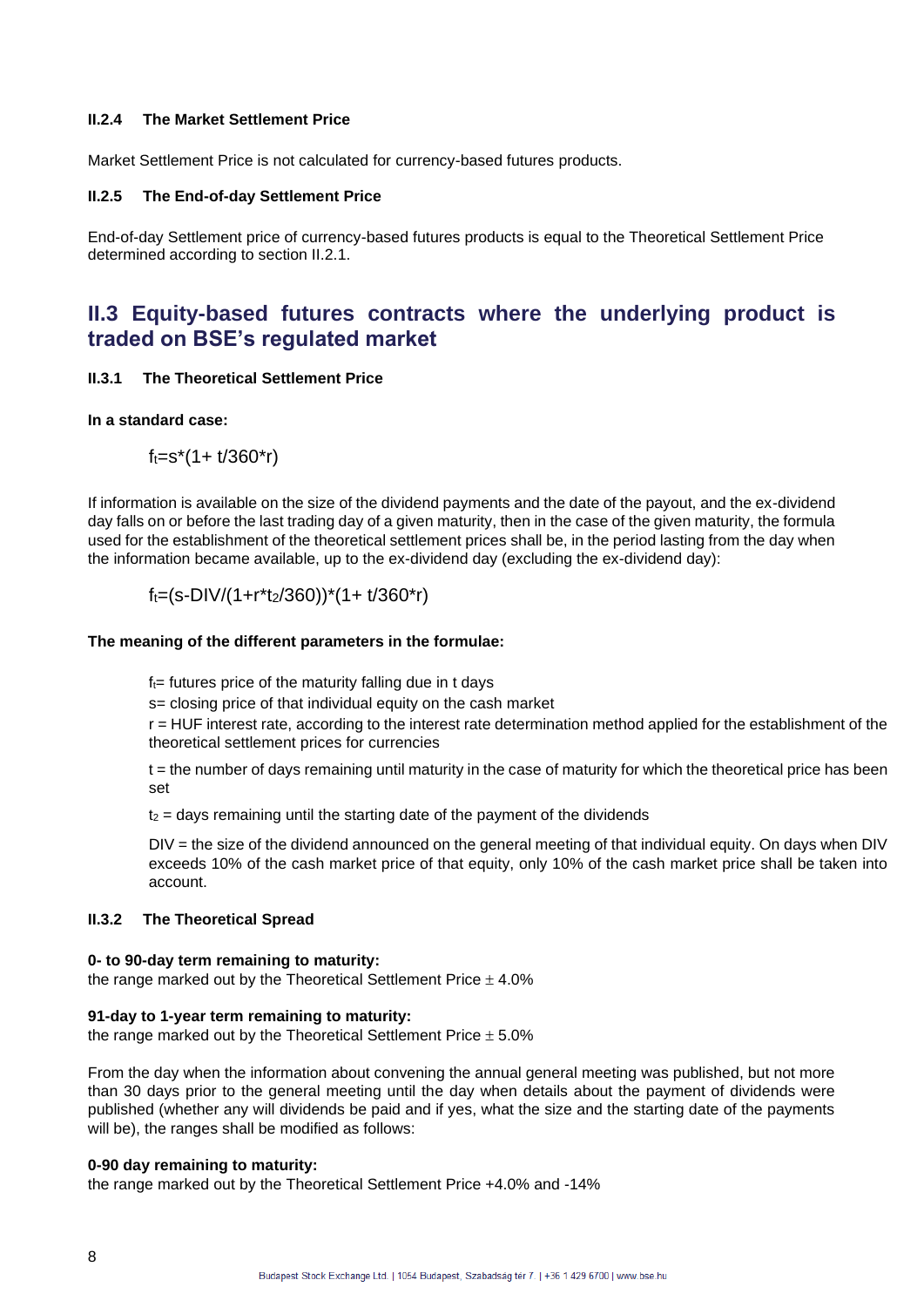#### II.2.4 The Market Settlement Price

Market Settlement Price is not calculated for currency-based futures products.

#### II.2.5 The End-of-day Settlement Price

End-of-day Settlement price of currency-based futures products is equal to the Theoretical Settlement Price determined according to section II.2.1.

## II.3 Equity-based futures contracts where the underlying product is traded on BSE's regulated market

#### II.3.1 The Theoretical Settlement Price

**In a standard case:**

$$f_t=s*(1+ t/360*r)$$

If information is available on the size of the dividend payments and the date of the payout, and the ex-dividend day falls on or before the last trading day of a given maturity, then in the case of the given maturity, the formula used for the establishment of the theoretical settlement prices shall be, in the period lasting from the day when the information became available, up to the ex-dividend day (excluding the ex-dividend day):

$$f_t=(s-DIV/(1+r*t_2/360))*(1+ t/360*r)$$

**The meaning of the different parameters in the formulae:**

$f_t$= futures price of the maturity falling due in t days

s= closing price of that individual equity on the cash market

r = HUF interest rate, according to the interest rate determination method applied for the establishment of the theoretical settlement prices for currencies

t = the number of days remaining until maturity in the case of maturity for which the theoretical price has been set

$t_2$ = days remaining until the starting date of the payment of the dividends

DIV = the size of the dividend announced on the general meeting of that individual equity. On days when DIV exceeds 10% of the cash market price of that equity, only 10% of the cash market price shall be taken into account.

#### II.3.2 The Theoretical Spread

**0- to 90-day term remaining to maturity:**
the range marked out by the Theoretical Settlement Price ± 4.0%

**91-day to 1-year term remaining to maturity:**
the range marked out by the Theoretical Settlement Price ± 5.0%

From the day when the information about convening the annual general meeting was published, but not more than 30 days prior to the general meeting until the day when details about the payment of dividends were published (whether any will dividends be paid and if yes, what the size and the starting date of the payments will be), the ranges shall be modified as follows:

**0-90 day remaining to maturity:**
the range marked out by the Theoretical Settlement Price +4.0% and -14%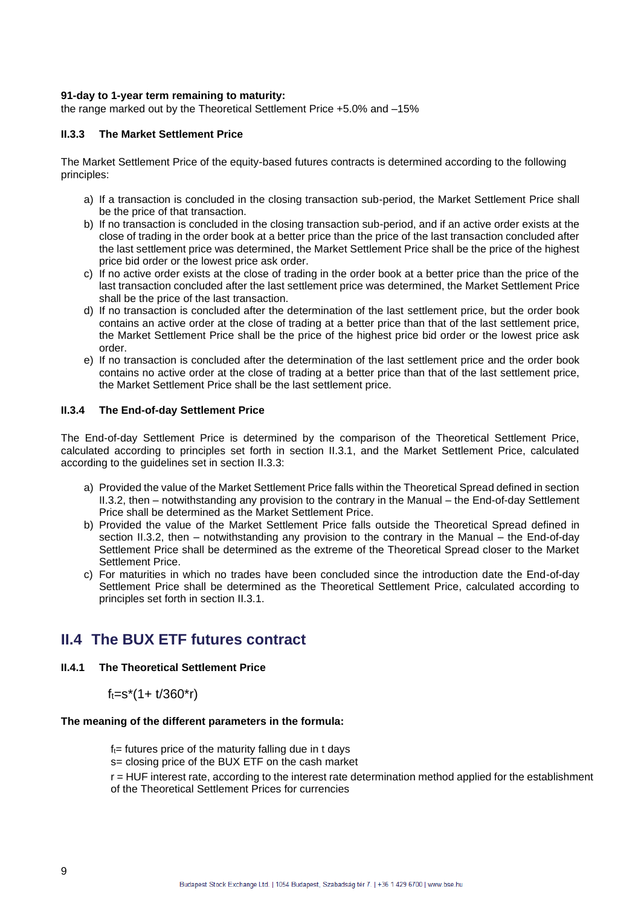**91-day to 1-year term remaining to maturity:**
the range marked out by the Theoretical Settlement Price +5.0% and –15%

#### II.3.3 The Market Settlement Price

The Market Settlement Price of the equity-based futures contracts is determined according to the following principles:

a) If a transaction is concluded in the closing transaction sub-period, the Market Settlement Price shall be the price of that transaction.
b) If no transaction is concluded in the closing transaction sub-period, and if an active order exists at the close of trading in the order book at a better price than the price of the last transaction concluded after the last settlement price was determined, the Market Settlement Price shall be the price of the highest price bid order or the lowest price ask order.
c) If no active order exists at the close of trading in the order book at a better price than the price of the last transaction concluded after the last settlement price was determined, the Market Settlement Price shall be the price of the last transaction.
d) If no transaction is concluded after the determination of the last settlement price, but the order book contains an active order at the close of trading at a better price than that of the last settlement price, the Market Settlement Price shall be the price of the highest price bid order or the lowest price ask order.
e) If no transaction is concluded after the determination of the last settlement price and the order book contains no active order at the close of trading at a better price than that of the last settlement price, the Market Settlement Price shall be the last settlement price.

#### II.3.4 The End-of-day Settlement Price

The End-of-day Settlement Price is determined by the comparison of the Theoretical Settlement Price, calculated according to principles set forth in section II.3.1, and the Market Settlement Price, calculated according to the guidelines set in section II.3.3:

a) Provided the value of the Market Settlement Price falls within the Theoretical Spread defined in section II.3.2, then – notwithstanding any provision to the contrary in the Manual – the End-of-day Settlement Price shall be determined as the Market Settlement Price.
b) Provided the value of the Market Settlement Price falls outside the Theoretical Spread defined in section II.3.2, then – notwithstanding any provision to the contrary in the Manual – the End-of-day Settlement Price shall be determined as the extreme of the Theoretical Spread closer to the Market Settlement Price.
c) For maturities in which no trades have been concluded since the introduction date the End-of-day Settlement Price shall be determined as the Theoretical Settlement Price, calculated according to principles set forth in section II.3.1.

## II.4 The BUX ETF futures contract

#### II.4.1 The Theoretical Settlement Price

$$f_t = s * (1 + t/360 * r)$$

**The meaning of the different parameters in the formula:**

$f_t$= futures price of the maturity falling due in t days
s= closing price of the BUX ETF on the cash market
r = HUF interest rate, according to the interest rate determination method applied for the establishment of the Theoretical Settlement Prices for currencies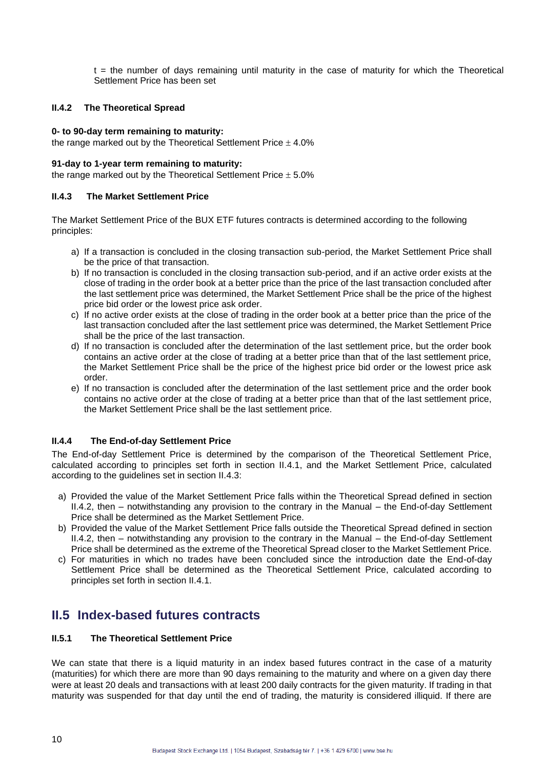t = the number of days remaining until maturity in the case of maturity for which the Theoretical Settlement Price has been set

### II.4.2 The Theoretical Spread

**0- to 90-day term remaining to maturity:**
the range marked out by the Theoretical Settlement Price ± 4.0%

**91-day to 1-year term remaining to maturity:**
the range marked out by the Theoretical Settlement Price ± 5.0%

### II.4.3 The Market Settlement Price

The Market Settlement Price of the BUX ETF futures contracts is determined according to the following principles:

a) If a transaction is concluded in the closing transaction sub-period, the Market Settlement Price shall be the price of that transaction.
b) If no transaction is concluded in the closing transaction sub-period, and if an active order exists at the close of trading in the order book at a better price than the price of the last transaction concluded after the last settlement price was determined, the Market Settlement Price shall be the price of the highest price bid order or the lowest price ask order.
c) If no active order exists at the close of trading in the order book at a better price than the price of the last transaction concluded after the last settlement price was determined, the Market Settlement Price shall be the price of the last transaction.
d) If no transaction is concluded after the determination of the last settlement price, but the order book contains an active order at the close of trading at a better price than that of the last settlement price, the Market Settlement Price shall be the price of the highest price bid order or the lowest price ask order.
e) If no transaction is concluded after the determination of the last settlement price and the order book contains no active order at the close of trading at a better price than that of the last settlement price, the Market Settlement Price shall be the last settlement price.

### II.4.4 The End-of-day Settlement Price

The End-of-day Settlement Price is determined by the comparison of the Theoretical Settlement Price, calculated according to principles set forth in section II.4.1, and the Market Settlement Price, calculated according to the guidelines set in section II.4.3:

a) Provided the value of the Market Settlement Price falls within the Theoretical Spread defined in section II.4.2, then – notwithstanding any provision to the contrary in the Manual – the End-of-day Settlement Price shall be determined as the Market Settlement Price.
b) Provided the value of the Market Settlement Price falls outside the Theoretical Spread defined in section II.4.2, then – notwithstanding any provision to the contrary in the Manual – the End-of-day Settlement Price shall be determined as the extreme of the Theoretical Spread closer to the Market Settlement Price.
c) For maturities in which no trades have been concluded since the introduction date the End-of-day Settlement Price shall be determined as the Theoretical Settlement Price, calculated according to principles set forth in section II.4.1.

## II.5 Index-based futures contracts

### II.5.1 The Theoretical Settlement Price

We can state that there is a liquid maturity in an index based futures contract in the case of a maturity (maturities) for which there are more than 90 days remaining to the maturity and where on a given day there were at least 20 deals and transactions with at least 200 daily contracts for the given maturity. If trading in that maturity was suspended for that day until the end of trading, the maturity is considered illiquid. If there are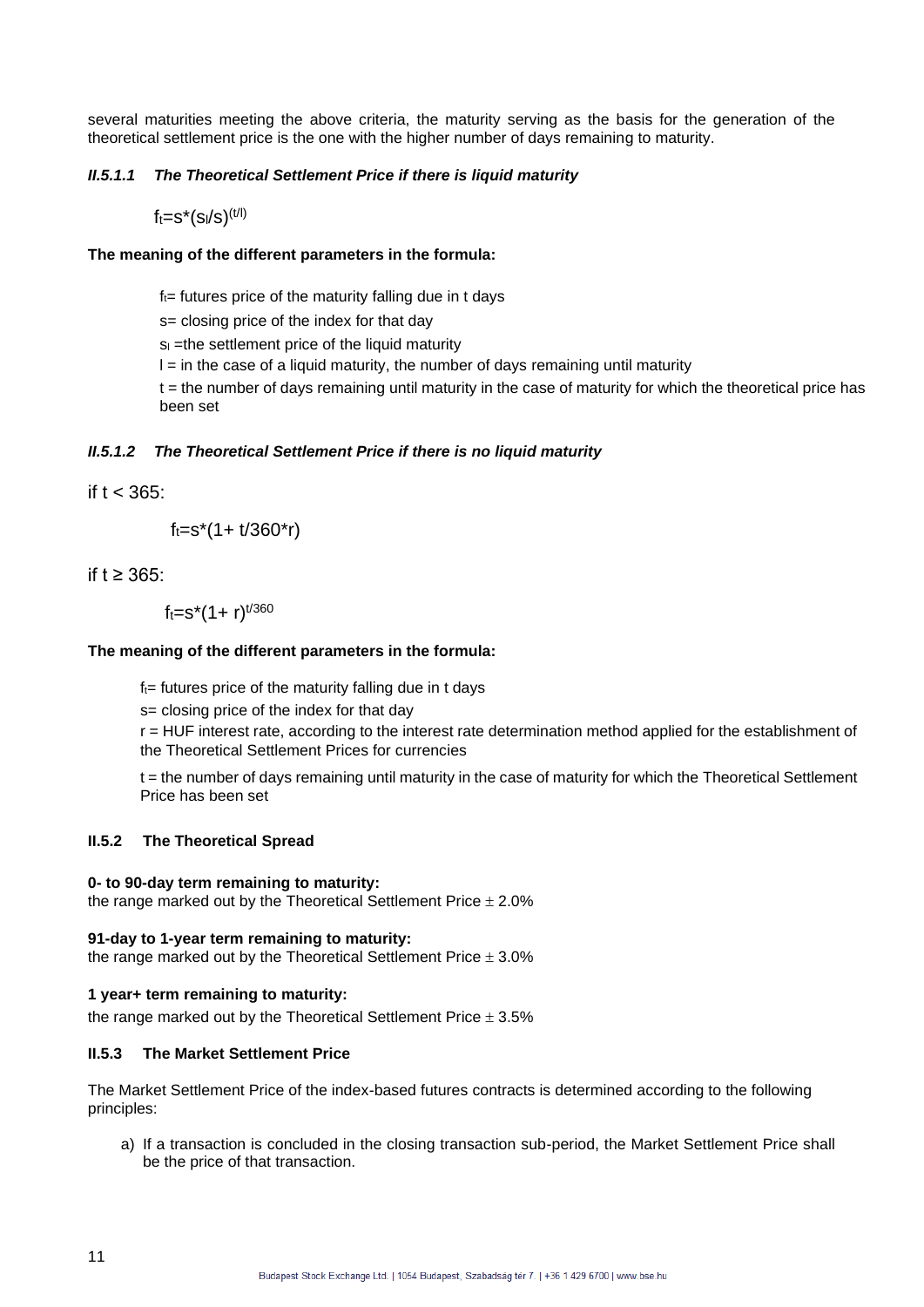several maturities meeting the above criteria, the maturity serving as the basis for the generation of the theoretical settlement price is the one with the higher number of days remaining to maturity.

#### *II.5.1.1 The Theoretical Settlement Price if there is liquid maturity*

$$f_t = s*(s_l/s)^{(t/l)}$$

**The meaning of the different parameters in the formula:**

$f_t$= futures price of the maturity falling due in t days

s= closing price of the index for that day

$s_l$ =the settlement price of the liquid maturity

l = in the case of a liquid maturity, the number of days remaining until maturity

t = the number of days remaining until maturity in the case of maturity for which the theoretical price has been set

#### *II.5.1.2 The Theoretical Settlement Price if there is no liquid maturity*

if $t < 365$:

$$f_t = s*(1 + t/360*r)$$

if $t \geq 365$:

$$f_t = s*(1 + r)^{t/360}$$

**The meaning of the different parameters in the formula:**

$f_t$= futures price of the maturity falling due in t days

s= closing price of the index for that day

r = HUF interest rate, according to the interest rate determination method applied for the establishment of the Theoretical Settlement Prices for currencies

t = the number of days remaining until maturity in the case of maturity for which the Theoretical Settlement Price has been set

### II.5.2 The Theoretical Spread

**0- to 90-day term remaining to maturity:**
the range marked out by the Theoretical Settlement Price ± 2.0%

**91-day to 1-year term remaining to maturity:**
the range marked out by the Theoretical Settlement Price ± 3.0%

**1 year+ term remaining to maturity:**
the range marked out by the Theoretical Settlement Price ± 3.5%

### II.5.3 The Market Settlement Price

The Market Settlement Price of the index-based futures contracts is determined according to the following principles:

a) If a transaction is concluded in the closing transaction sub-period, the Market Settlement Price shall be the price of that transaction.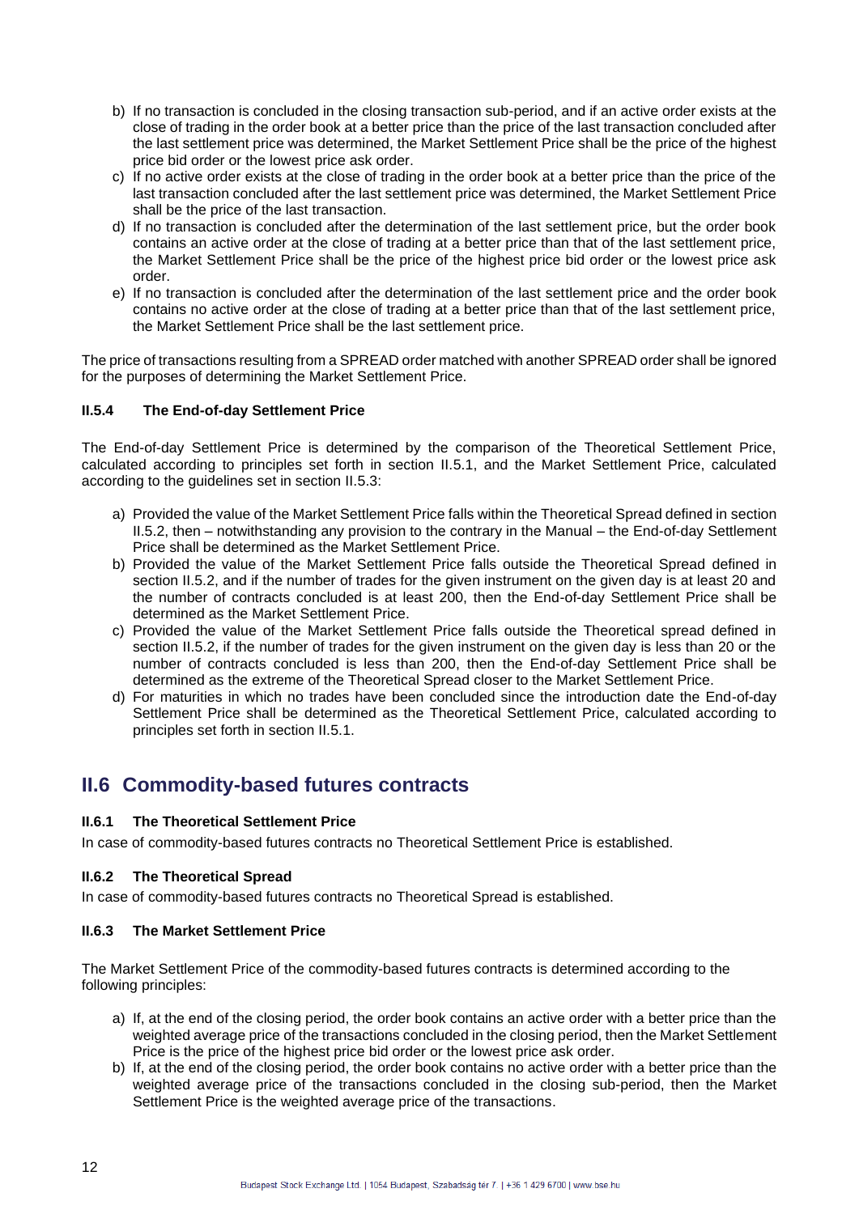b) If no transaction is concluded in the closing transaction sub-period, and if an active order exists at the close of trading in the order book at a better price than the price of the last transaction concluded after the last settlement price was determined, the Market Settlement Price shall be the price of the highest price bid order or the lowest price ask order.
c) If no active order exists at the close of trading in the order book at a better price than the price of the last transaction concluded after the last settlement price was determined, the Market Settlement Price shall be the price of the last transaction.
d) If no transaction is concluded after the determination of the last settlement price, but the order book contains an active order at the close of trading at a better price than that of the last settlement price, the Market Settlement Price shall be the price of the highest price bid order or the lowest price ask order.
e) If no transaction is concluded after the determination of the last settlement price and the order book contains no active order at the close of trading at a better price than that of the last settlement price, the Market Settlement Price shall be the last settlement price.

The price of transactions resulting from a SPREAD order matched with another SPREAD order shall be ignored for the purposes of determining the Market Settlement Price.

### II.5.4 The End-of-day Settlement Price

The End-of-day Settlement Price is determined by the comparison of the Theoretical Settlement Price, calculated according to principles set forth in section II.5.1, and the Market Settlement Price, calculated according to the guidelines set in section II.5.3:

a) Provided the value of the Market Settlement Price falls within the Theoretical Spread defined in section II.5.2, then – notwithstanding any provision to the contrary in the Manual – the End-of-day Settlement Price shall be determined as the Market Settlement Price.
b) Provided the value of the Market Settlement Price falls outside the Theoretical Spread defined in section II.5.2, and if the number of trades for the given instrument on the given day is at least 20 and the number of contracts concluded is at least 200, then the End-of-day Settlement Price shall be determined as the Market Settlement Price.
c) Provided the value of the Market Settlement Price falls outside the Theoretical spread defined in section II.5.2, if the number of trades for the given instrument on the given day is less than 20 or the number of contracts concluded is less than 200, then the End-of-day Settlement Price shall be determined as the extreme of the Theoretical Spread closer to the Market Settlement Price.
d) For maturities in which no trades have been concluded since the introduction date the End-of-day Settlement Price shall be determined as the Theoretical Settlement Price, calculated according to principles set forth in section II.5.1.

## II.6 Commodity-based futures contracts

### II.6.1 The Theoretical Settlement Price

In case of commodity-based futures contracts no Theoretical Settlement Price is established.

### II.6.2 The Theoretical Spread

In case of commodity-based futures contracts no Theoretical Spread is established.

### II.6.3 The Market Settlement Price

The Market Settlement Price of the commodity-based futures contracts is determined according to the following principles:

a) If, at the end of the closing period, the order book contains an active order with a better price than the weighted average price of the transactions concluded in the closing period, then the Market Settlement Price is the price of the highest price bid order or the lowest price ask order.
b) If, at the end of the closing period, the order book contains no active order with a better price than the weighted average price of the transactions concluded in the closing sub-period, then the Market Settlement Price is the weighted average price of the transactions.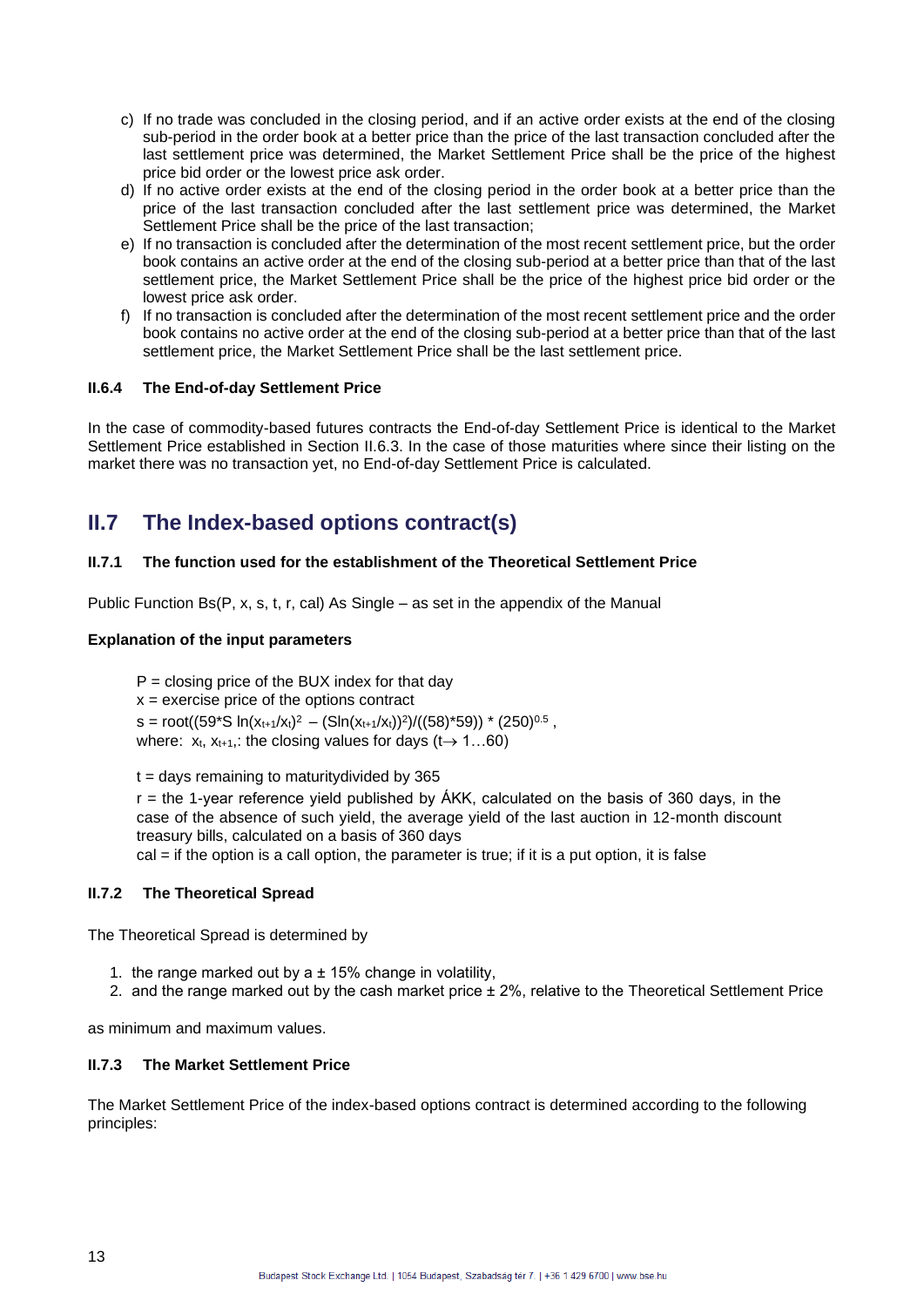c) If no trade was concluded in the closing period, and if an active order exists at the end of the closing sub-period in the order book at a better price than the price of the last transaction concluded after the last settlement price was determined, the Market Settlement Price shall be the price of the highest price bid order or the lowest price ask order.
d) If no active order exists at the end of the closing period in the order book at a better price than the price of the last transaction concluded after the last settlement price was determined, the Market Settlement Price shall be the price of the last transaction;
e) If no transaction is concluded after the determination of the most recent settlement price, but the order book contains an active order at the end of the closing sub-period at a better price than that of the last settlement price, the Market Settlement Price shall be the price of the highest price bid order or the lowest price ask order.
f) If no transaction is concluded after the determination of the most recent settlement price and the order book contains no active order at the end of the closing sub-period at a better price than that of the last settlement price, the Market Settlement Price shall be the last settlement price.

### II.6.4 The End-of-day Settlement Price

In the case of commodity-based futures contracts the End-of-day Settlement Price is identical to the Market Settlement Price established in Section II.6.3. In the case of those maturities where since their listing on the market there was no transaction yet, no End-of-day Settlement Price is calculated.

## II.7 The Index-based options contract(s)

### II.7.1 The function used for the establishment of the Theoretical Settlement Price

Public Function Bs(P, x, s, t, r, cal) As Single – as set in the appendix of the Manual

**Explanation of the input parameters**

P = closing price of the BUX index for that day
x = exercise price of the options contract
s = root((59*S $\ln(x_{t+1}/x_t)^2$ – (S$\ln(x_{t+1}/x_t)$)$^2$)/((58)*59)) * $(250)^{0.5}$ ,
where: $x_t$, $x_{t+1}$,: the closing values for days ($t \rightarrow 1 \ldots 60$)

t = days remaining to maturitydivided by 365
r = the 1-year reference yield published by ÁKK, calculated on the basis of 360 days, in the case of the absence of such yield, the average yield of the last auction in 12-month discount treasury bills, calculated on a basis of 360 days
cal = if the option is a call option, the parameter is true; if it is a put option, it is false

### II.7.2 The Theoretical Spread

The Theoretical Spread is determined by

1. the range marked out by a ± 15% change in volatility,
2. and the range marked out by the cash market price ± 2%, relative to the Theoretical Settlement Price

as minimum and maximum values.

### II.7.3 The Market Settlement Price

The Market Settlement Price of the index-based options contract is determined according to the following principles: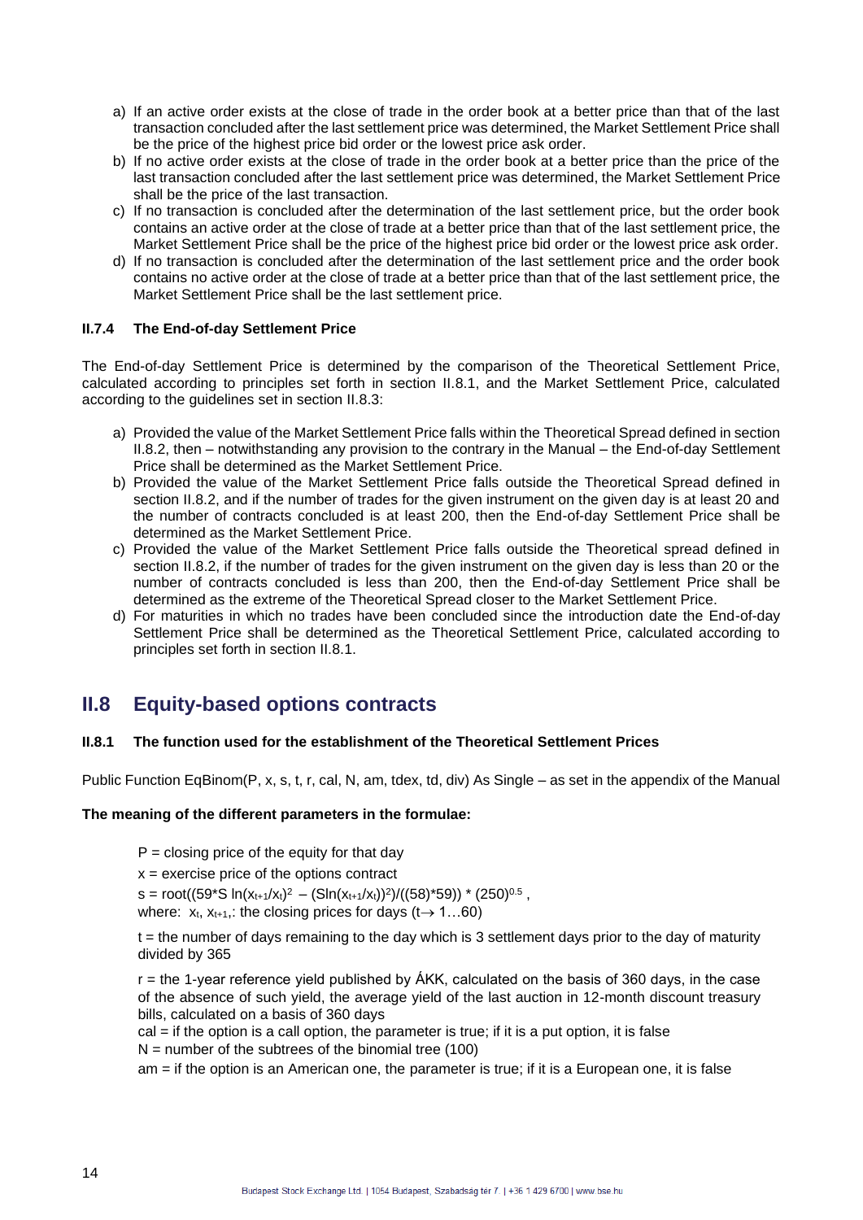a) If an active order exists at the close of trade in the order book at a better price than that of the last transaction concluded after the last settlement price was determined, the Market Settlement Price shall be the price of the highest price bid order or the lowest price ask order.
b) If no active order exists at the close of trade in the order book at a better price than the price of the last transaction concluded after the last settlement price was determined, the Market Settlement Price shall be the price of the last transaction.
c) If no transaction is concluded after the determination of the last settlement price, but the order book contains an active order at the close of trade at a better price than that of the last settlement price, the Market Settlement Price shall be the price of the highest price bid order or the lowest price ask order.
d) If no transaction is concluded after the determination of the last settlement price and the order book contains no active order at the close of trade at a better price than that of the last settlement price, the Market Settlement Price shall be the last settlement price.

### II.7.4 The End-of-day Settlement Price

The End-of-day Settlement Price is determined by the comparison of the Theoretical Settlement Price, calculated according to principles set forth in section II.8.1, and the Market Settlement Price, calculated according to the guidelines set in section II.8.3:

a) Provided the value of the Market Settlement Price falls within the Theoretical Spread defined in section II.8.2, then – notwithstanding any provision to the contrary in the Manual – the End-of-day Settlement Price shall be determined as the Market Settlement Price.
b) Provided the value of the Market Settlement Price falls outside the Theoretical Spread defined in section II.8.2, and if the number of trades for the given instrument on the given day is at least 20 and the number of contracts concluded is at least 200, then the End-of-day Settlement Price shall be determined as the Market Settlement Price.
c) Provided the value of the Market Settlement Price falls outside the Theoretical spread defined in section II.8.2, if the number of trades for the given instrument on the given day is less than 20 or the number of contracts concluded is less than 200, then the End-of-day Settlement Price shall be determined as the extreme of the Theoretical Spread closer to the Market Settlement Price.
d) For maturities in which no trades have been concluded since the introduction date the End-of-day Settlement Price shall be determined as the Theoretical Settlement Price, calculated according to principles set forth in section II.8.1.

## II.8 Equity-based options contracts

### II.8.1 The function used for the establishment of the Theoretical Settlement Prices

Public Function EqBinom(P, x, s, t, r, cal, N, am, tdex, td, div) As Single – as set in the appendix of the Manual

**The meaning of the different parameters in the formulae:**

P = closing price of the equity for that day

x = exercise price of the options contract

s = root((59*S $\ln(x_{t+1}/x_t)^2$ – (S$\ln(x_{t+1}/x_t)$)$^2$)/((58)*59)) * $(250)^{0.5}$ ,
where: $x_t$, $x_{t+1}$,: the closing prices for days ($t \rightarrow 1 \ldots 60$)

t = the number of days remaining to the day which is 3 settlement days prior to the day of maturity divided by 365

r = the 1-year reference yield published by ÁKK, calculated on the basis of 360 days, in the case of the absence of such yield, the average yield of the last auction in 12-month discount treasury bills, calculated on a basis of 360 days
cal = if the option is a call option, the parameter is true; if it is a put option, it is false
N = number of the subtrees of the binomial tree (100)
am = if the option is an American one, the parameter is true; if it is a European one, it is false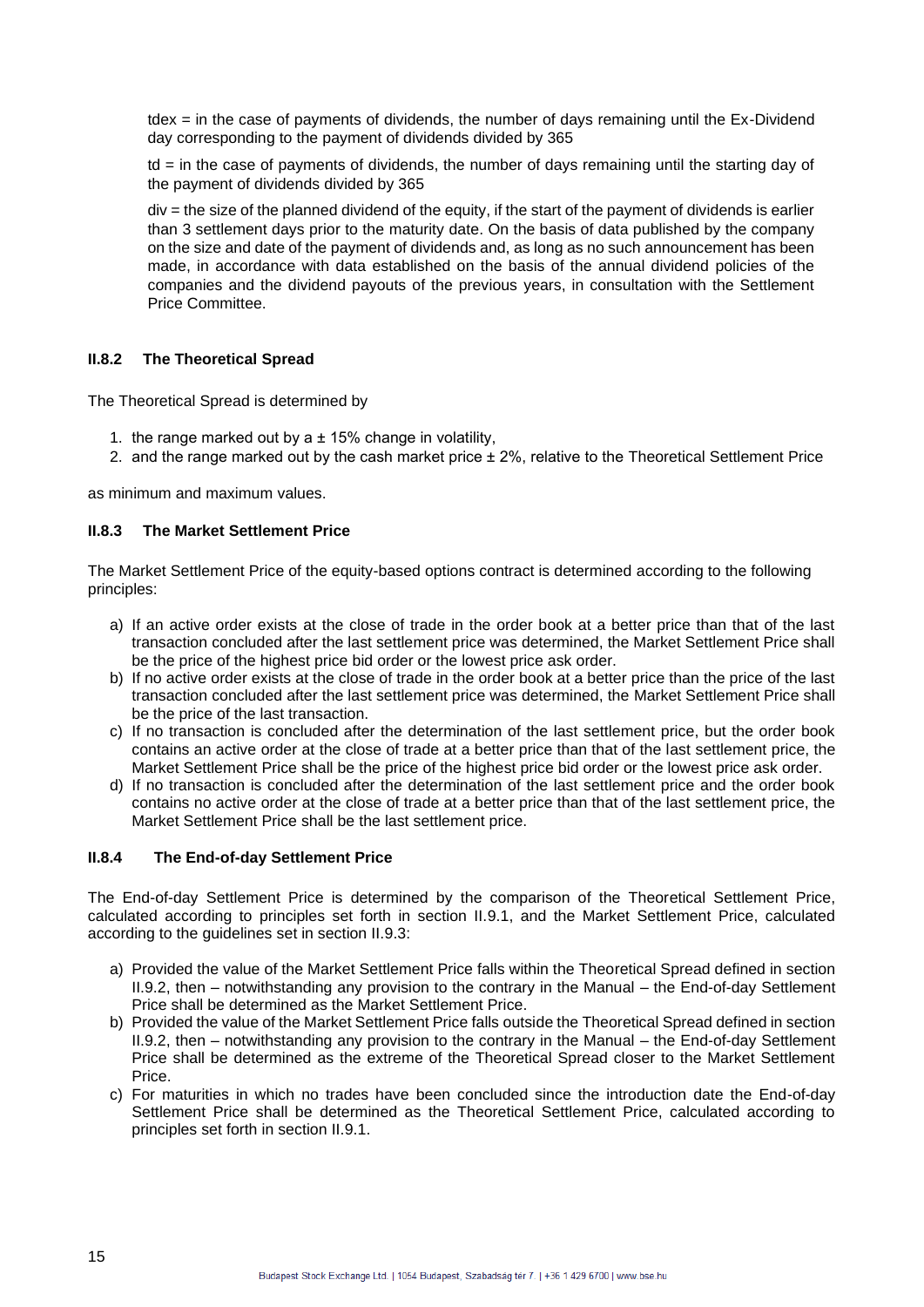tdex = in the case of payments of dividends, the number of days remaining until the Ex-Dividend day corresponding to the payment of dividends divided by 365

td = in the case of payments of dividends, the number of days remaining until the starting day of the payment of dividends divided by 365

div = the size of the planned dividend of the equity, if the start of the payment of dividends is earlier than 3 settlement days prior to the maturity date. On the basis of data published by the company on the size and date of the payment of dividends and, as long as no such announcement has been made, in accordance with data established on the basis of the annual dividend policies of the companies and the dividend payouts of the previous years, in consultation with the Settlement Price Committee.

### II.8.2 The Theoretical Spread

The Theoretical Spread is determined by

1. the range marked out by a ± 15% change in volatility,
2. and the range marked out by the cash market price ± 2%, relative to the Theoretical Settlement Price

as minimum and maximum values.

### II.8.3 The Market Settlement Price

The Market Settlement Price of the equity-based options contract is determined according to the following principles:

a) If an active order exists at the close of trade in the order book at a better price than that of the last transaction concluded after the last settlement price was determined, the Market Settlement Price shall be the price of the highest price bid order or the lowest price ask order.
b) If no active order exists at the close of trade in the order book at a better price than the price of the last transaction concluded after the last settlement price was determined, the Market Settlement Price shall be the price of the last transaction.
c) If no transaction is concluded after the determination of the last settlement price, but the order book contains an active order at the close of trade at a better price than that of the last settlement price, the Market Settlement Price shall be the price of the highest price bid order or the lowest price ask order.
d) If no transaction is concluded after the determination of the last settlement price and the order book contains no active order at the close of trade at a better price than that of the last settlement price, the Market Settlement Price shall be the last settlement price.

### II.8.4 The End-of-day Settlement Price

The End-of-day Settlement Price is determined by the comparison of the Theoretical Settlement Price, calculated according to principles set forth in section II.9.1, and the Market Settlement Price, calculated according to the guidelines set in section II.9.3:

a) Provided the value of the Market Settlement Price falls within the Theoretical Spread defined in section II.9.2, then – notwithstanding any provision to the contrary in the Manual – the End-of-day Settlement Price shall be determined as the Market Settlement Price.
b) Provided the value of the Market Settlement Price falls outside the Theoretical Spread defined in section II.9.2, then – notwithstanding any provision to the contrary in the Manual – the End-of-day Settlement Price shall be determined as the extreme of the Theoretical Spread closer to the Market Settlement Price.
c) For maturities in which no trades have been concluded since the introduction date the End-of-day Settlement Price shall be determined as the Theoretical Settlement Price, calculated according to principles set forth in section II.9.1.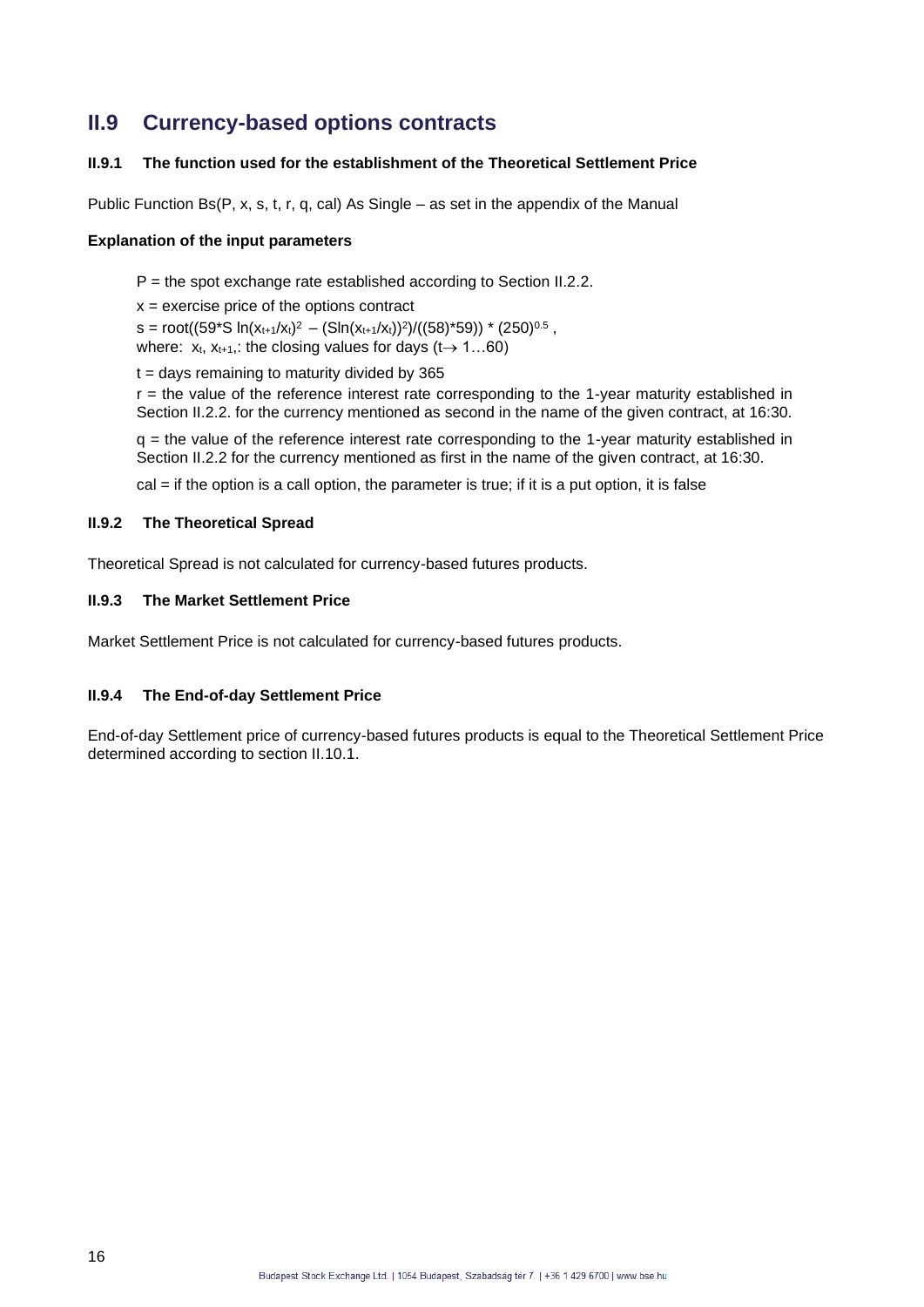## II.9 Currency-based options contracts

### II.9.1 The function used for the establishment of the Theoretical Settlement Price

Public Function Bs(P, x, s, t, r, q, cal) As Single – as set in the appendix of the Manual

**Explanation of the input parameters**

P = the spot exchange rate established according to Section II.2.2.

x = exercise price of the options contract

s = root((59*S $\ln(x_{t+1}/x_t)^2$ – (S$\ln(x_{t+1}/x_t)$)$^2$)/((58)*59)) * $(250)^{0.5}$ ,
where: $x_t$, $x_{t+1}$,: the closing values for days ($t \rightarrow 1 \ldots 60$)

t = days remaining to maturity divided by 365

r = the value of the reference interest rate corresponding to the 1-year maturity established in Section II.2.2. for the currency mentioned as second in the name of the given contract, at 16:30.

q = the value of the reference interest rate corresponding to the 1-year maturity established in Section II.2.2 for the currency mentioned as first in the name of the given contract, at 16:30.

cal = if the option is a call option, the parameter is true; if it is a put option, it is false

### II.9.2 The Theoretical Spread

Theoretical Spread is not calculated for currency-based futures products.

### II.9.3 The Market Settlement Price

Market Settlement Price is not calculated for currency-based futures products.

### II.9.4 The End-of-day Settlement Price

End-of-day Settlement price of currency-based futures products is equal to the Theoretical Settlement Price determined according to section II.10.1.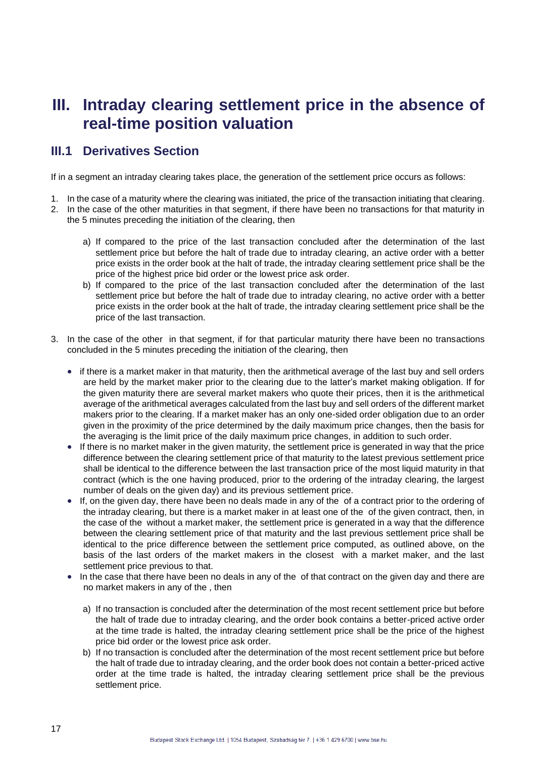# III. Intraday clearing settlement price in the absence of real-time position valuation

## III.1 Derivatives Section

If in a segment an intraday clearing takes place, the generation of the settlement price occurs as follows:

1. In the case of a maturity where the clearing was initiated, the price of the transaction initiating that clearing.
2. In the case of the other maturities in that segment, if there have been no transactions for that maturity in the 5 minutes preceding the initiation of the clearing, then

   a) If compared to the price of the last transaction concluded after the determination of the last settlement price but before the halt of trade due to intraday clearing, an active order with a better price exists in the order book at the halt of trade, the intraday clearing settlement price shall be the price of the highest price bid order or the lowest price ask order.

   b) If compared to the price of the last transaction concluded after the determination of the last settlement price but before the halt of trade due to intraday clearing, no active order with a better price exists in the order book at the halt of trade, the intraday clearing settlement price shall be the price of the last transaction.

3. In the case of the other  in that segment, if for that particular maturity there have been no transactions concluded in the 5 minutes preceding the initiation of the clearing, then

   - if there is a market maker in that maturity, then the arithmetical average of the last buy and sell orders are held by the market maker prior to the clearing due to the latter's market making obligation. If for the given maturity there are several market makers who quote their prices, then it is the arithmetical average of the arithmetical averages calculated from the last buy and sell orders of the different market makers prior to the clearing. If a market maker has an only one-sided order obligation due to an order given in the proximity of the price determined by the daily maximum price changes, then the basis for the averaging is the limit price of the daily maximum price changes, in addition to such order.
   - If there is no market maker in the given maturity, the settlement price is generated in way that the price difference between the clearing settlement price of that maturity to the latest previous settlement price shall be identical to the difference between the last transaction price of the most liquid maturity in that contract (which is the one having produced, prior to the ordering of the intraday clearing, the largest number of deals on the given day) and its previous settlement price.
   - If, on the given day, there have been no deals made in any of the  of a contract prior to the ordering of the intraday clearing, but there is a market maker in at least one of the  of the given contract, then, in the case of the  without a market maker, the settlement price is generated in a way that the difference between the clearing settlement price of that maturity and the last previous settlement price shall be identical to the price difference between the settlement price computed, as outlined above, on the basis of the last orders of the market makers in the closest  with a market maker, and the last settlement price previous to that.
   - In the case that there have been no deals in any of the  of that contract on the given day and there are no market makers in any of the , then

     a) If no transaction is concluded after the determination of the most recent settlement price but before the halt of trade due to intraday clearing, and the order book contains a better-priced active order at the time trade is halted, the intraday clearing settlement price shall be the price of the highest price bid order or the lowest price ask order.

     b) If no transaction is concluded after the determination of the most recent settlement price but before the halt of trade due to intraday clearing, and the order book does not contain a better-priced active order at the time trade is halted, the intraday clearing settlement price shall be the previous settlement price.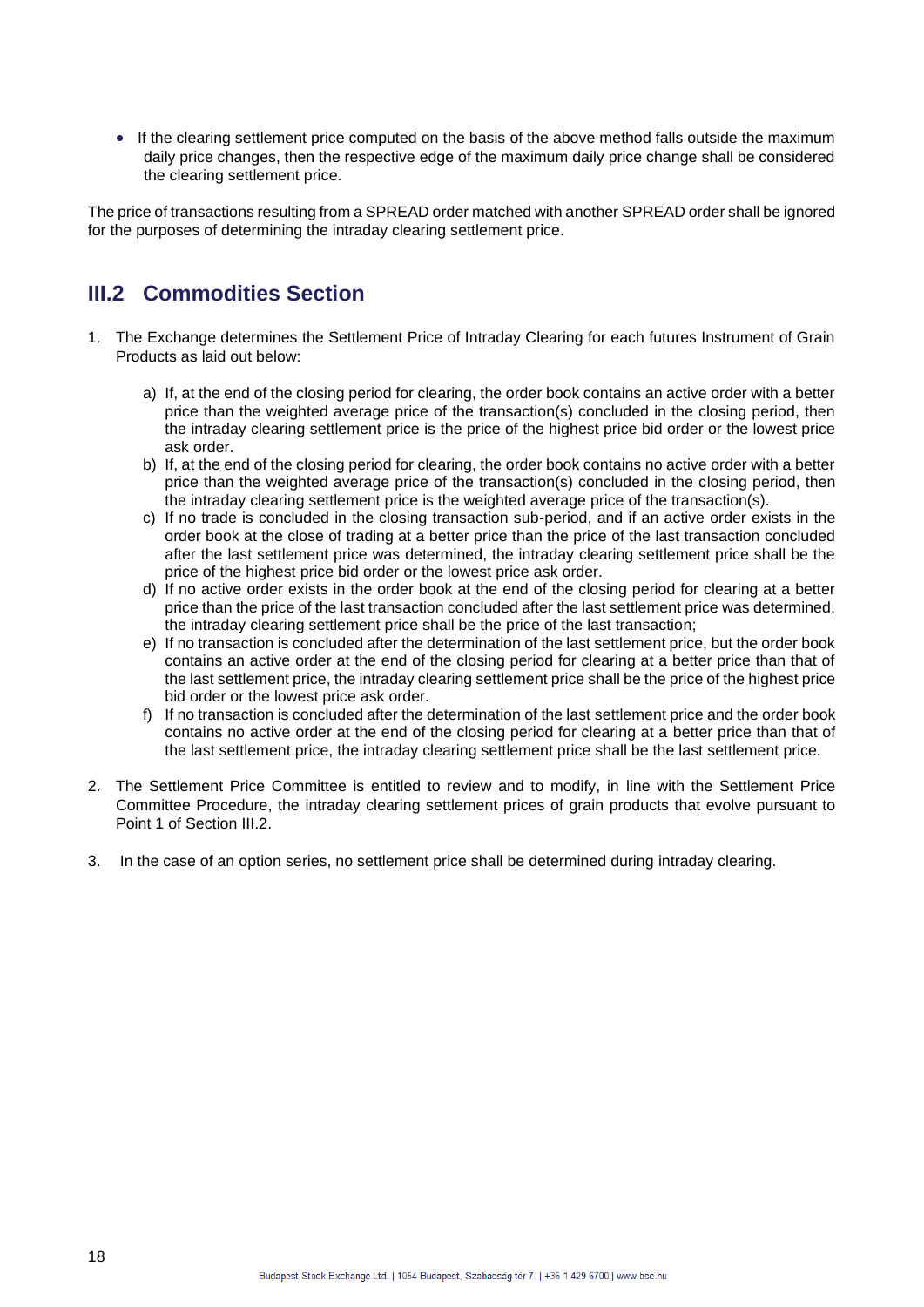- If the clearing settlement price computed on the basis of the above method falls outside the maximum daily price changes, then the respective edge of the maximum daily price change shall be considered the clearing settlement price.

The price of transactions resulting from a SPREAD order matched with another SPREAD order shall be ignored for the purposes of determining the intraday clearing settlement price.

## III.2 Commodities Section

1. The Exchange determines the Settlement Price of Intraday Clearing for each futures Instrument of Grain Products as laid out below:

   a) If, at the end of the closing period for clearing, the order book contains an active order with a better price than the weighted average price of the transaction(s) concluded in the closing period, then the intraday clearing settlement price is the price of the highest price bid order or the lowest price ask order.
   b) If, at the end of the closing period for clearing, the order book contains no active order with a better price than the weighted average price of the transaction(s) concluded in the closing period, then the intraday clearing settlement price is the weighted average price of the transaction(s).
   c) If no trade is concluded in the closing transaction sub-period, and if an active order exists in the order book at the close of trading at a better price than the price of the last transaction concluded after the last settlement price was determined, the intraday clearing settlement price shall be the price of the highest price bid order or the lowest price ask order.
   d) If no active order exists in the order book at the end of the closing period for clearing at a better price than the price of the last transaction concluded after the last settlement price was determined, the intraday clearing settlement price shall be the price of the last transaction;
   e) If no transaction is concluded after the determination of the last settlement price, but the order book contains an active order at the end of the closing period for clearing at a better price than that of the last settlement price, the intraday clearing settlement price shall be the price of the highest price bid order or the lowest price ask order.
   f) If no transaction is concluded after the determination of the last settlement price and the order book contains no active order at the end of the closing period for clearing at a better price than that of the last settlement price, the intraday clearing settlement price shall be the last settlement price.

2. The Settlement Price Committee is entitled to review and to modify, in line with the Settlement Price Committee Procedure, the intraday clearing settlement prices of grain products that evolve pursuant to Point 1 of Section III.2.

3. In the case of an option series, no settlement price shall be determined during intraday clearing.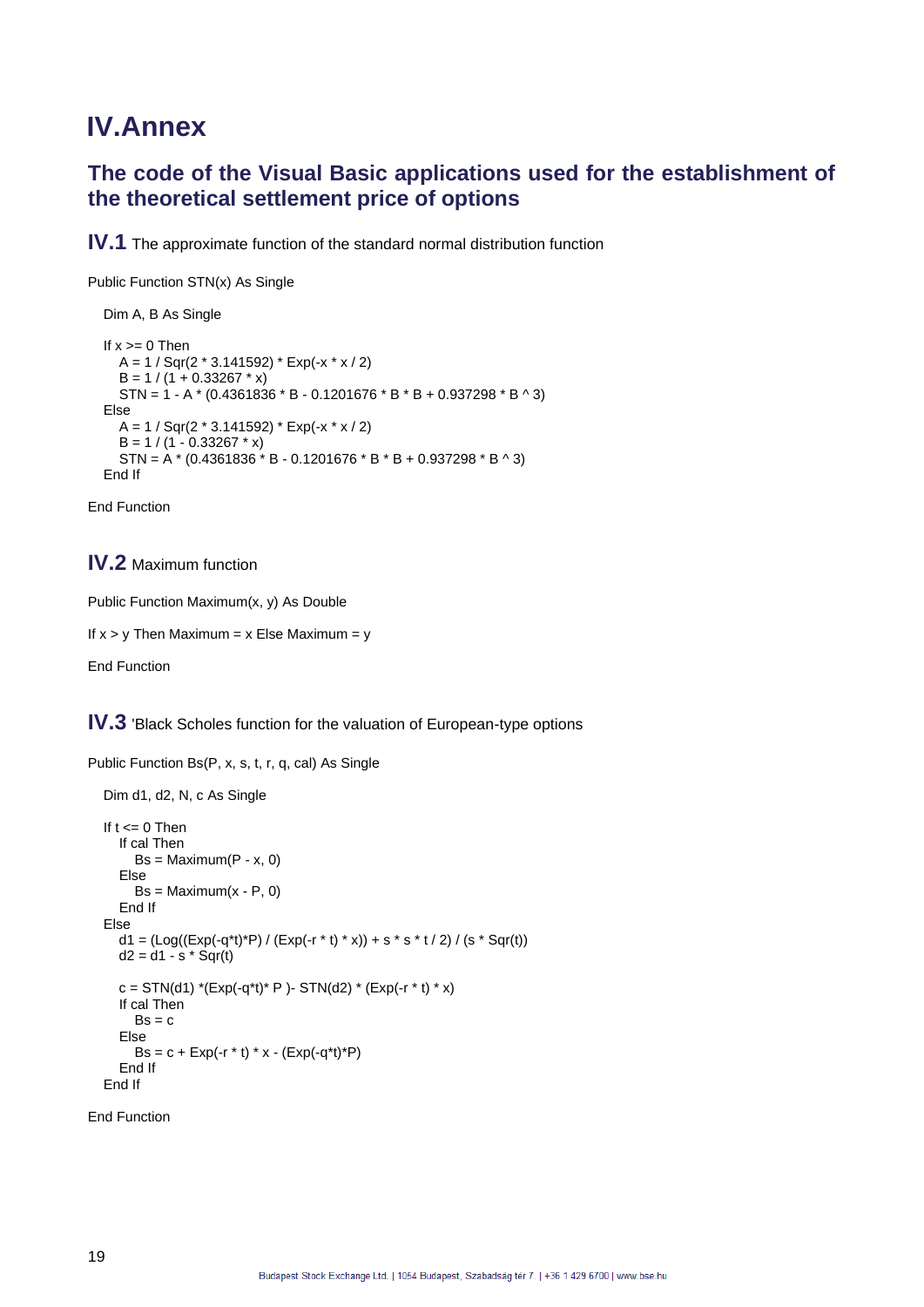# IV.Annex

## The code of the Visual Basic applications used for the establishment of the theoretical settlement price of options

### IV.1 The approximate function of the standard normal distribution function

```
Public Function STN(x) As Single

    Dim A, B As Single

    If x >= 0 Then
        A = 1 / Sqr(2 * 3.141592) * Exp(-x * x / 2)
        B = 1 / (1 + 0.33267 * x)
        STN = 1 - A * (0.4361836 * B - 0.1201676 * B * B + 0.937298 * B ^ 3)
    Else
        A = 1 / Sqr(2 * 3.141592) * Exp(-x * x / 2)
        B = 1 / (1 - 0.33267 * x)
        STN = A * (0.4361836 * B - 0.1201676 * B * B + 0.937298 * B ^ 3)
    End If

End Function
```

### IV.2 Maximum function

```
Public Function Maximum(x, y) As Double

If x > y Then Maximum = x Else Maximum = y

End Function
```

### IV.3 'Black Scholes function for the valuation of European-type options

```
Public Function Bs(P, x, s, t, r, q, cal) As Single

    Dim d1, d2, N, c As Single

    If t <= 0 Then
        If cal Then
            Bs = Maximum(P - x, 0)
        Else
            Bs = Maximum(x - P, 0)
        End If
    Else
        d1 = (Log((Exp(-q*t)*P) / (Exp(-r * t) * x)) + s * s * t / 2) / (s * Sqr(t))
        d2 = d1 - s * Sqr(t)

        c = STN(d1) *(Exp(-q*t)* P )- STN(d2) * (Exp(-r * t) * x)
        If cal Then
            Bs = c
        Else
            Bs = c + Exp(-r * t) * x - (Exp(-q*t)*P)
        End If
    End If

End Function
```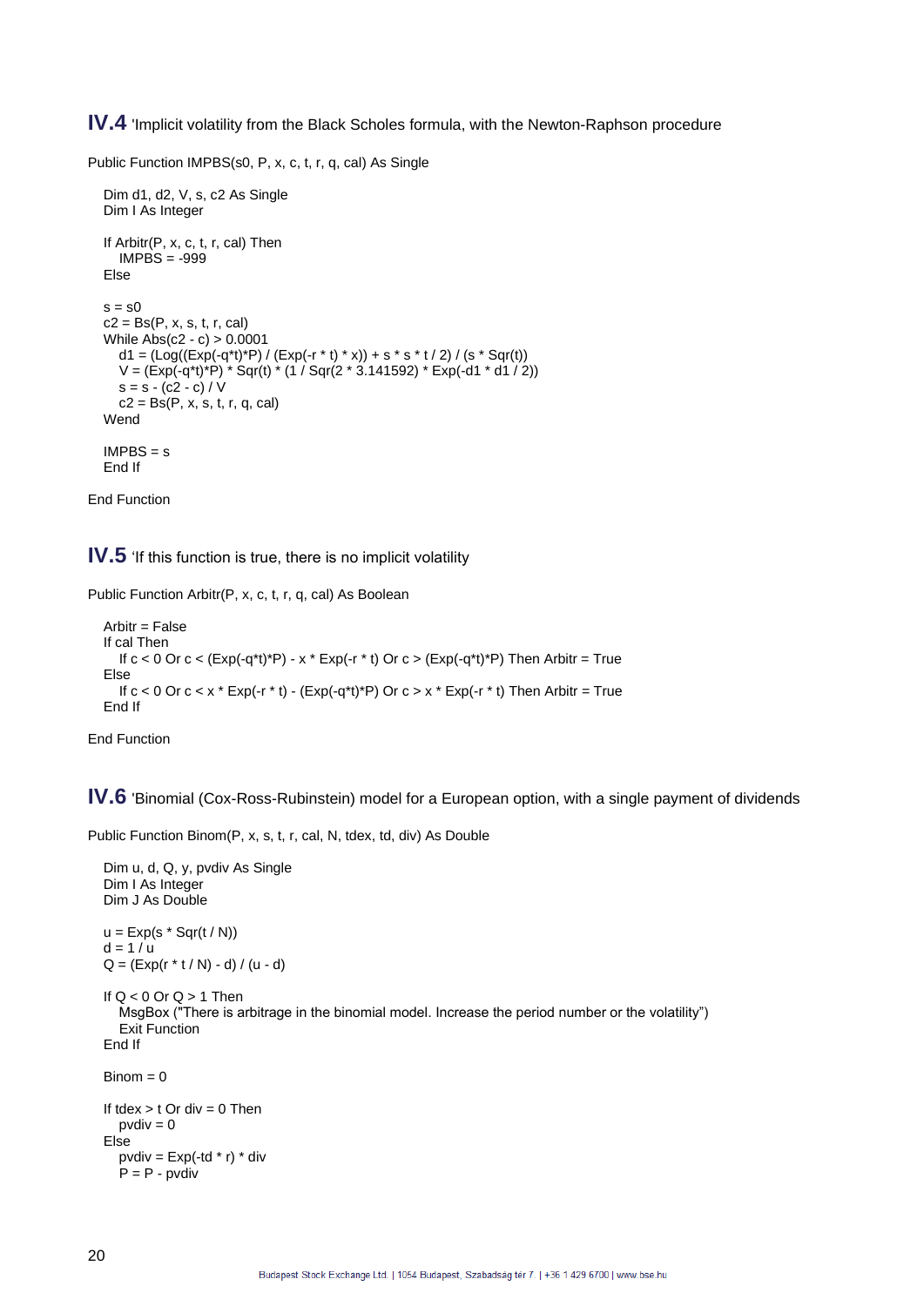## IV.4 'Implicit volatility from the Black Scholes formula, with the Newton-Raphson procedure

```
Public Function IMPBS(s0, P, x, c, t, r, q, cal) As Single

   Dim d1, d2, V, s, c2 As Single
   Dim I As Integer

   If Arbitr(P, x, c, t, r, cal) Then
      IMPBS = -999
   Else

   s = s0
   c2 = Bs(P, x, s, t, r, cal)
   While Abs(c2 - c) > 0.0001
      d1 = (Log((Exp(-q*t)*P) / (Exp(-r * t) * x)) + s * s * t / 2) / (s * Sqr(t))
      V = (Exp(-q*t)*P) * Sqr(t) * (1 / Sqr(2 * 3.141592) * Exp(-d1 * d1 / 2))
      s = s - (c2 - c) / V
      c2 = Bs(P, x, s, t, r, q, cal)
   Wend

   IMPBS = s
   End If

End Function
```

## IV.5 'If this function is true, there is no implicit volatility

```
Public Function Arbitr(P, x, c, t, r, q, cal) As Boolean

   Arbitr = False
   If cal Then
      If c < 0 Or c < (Exp(-q*t)*P) - x * Exp(-r * t) Or c > (Exp(-q*t)*P) Then Arbitr = True
   Else
      If c < 0 Or c < x * Exp(-r * t) - (Exp(-q*t)*P) Or c > x * Exp(-r * t) Then Arbitr = True
   End If

End Function
```

## IV.6 'Binomial (Cox-Ross-Rubinstein) model for a European option, with a single payment of dividends

```
Public Function Binom(P, x, s, t, r, cal, N, tdex, td, div) As Double

   Dim u, d, Q, y, pvdiv As Single
   Dim I As Integer
   Dim J As Double

   u = Exp(s * Sqr(t / N))
   d = 1 / u
   Q = (Exp(r * t / N) - d) / (u - d)

   If Q < 0 Or Q > 1 Then
      MsgBox ("There is arbitrage in the binomial model. Increase the period number or the volatility")
      Exit Function
   End If

   Binom = 0

   If tdex > t Or div = 0 Then
      pvdiv = 0
   Else
      pvdiv = Exp(-td * r) * div
      P = P - pvdiv
```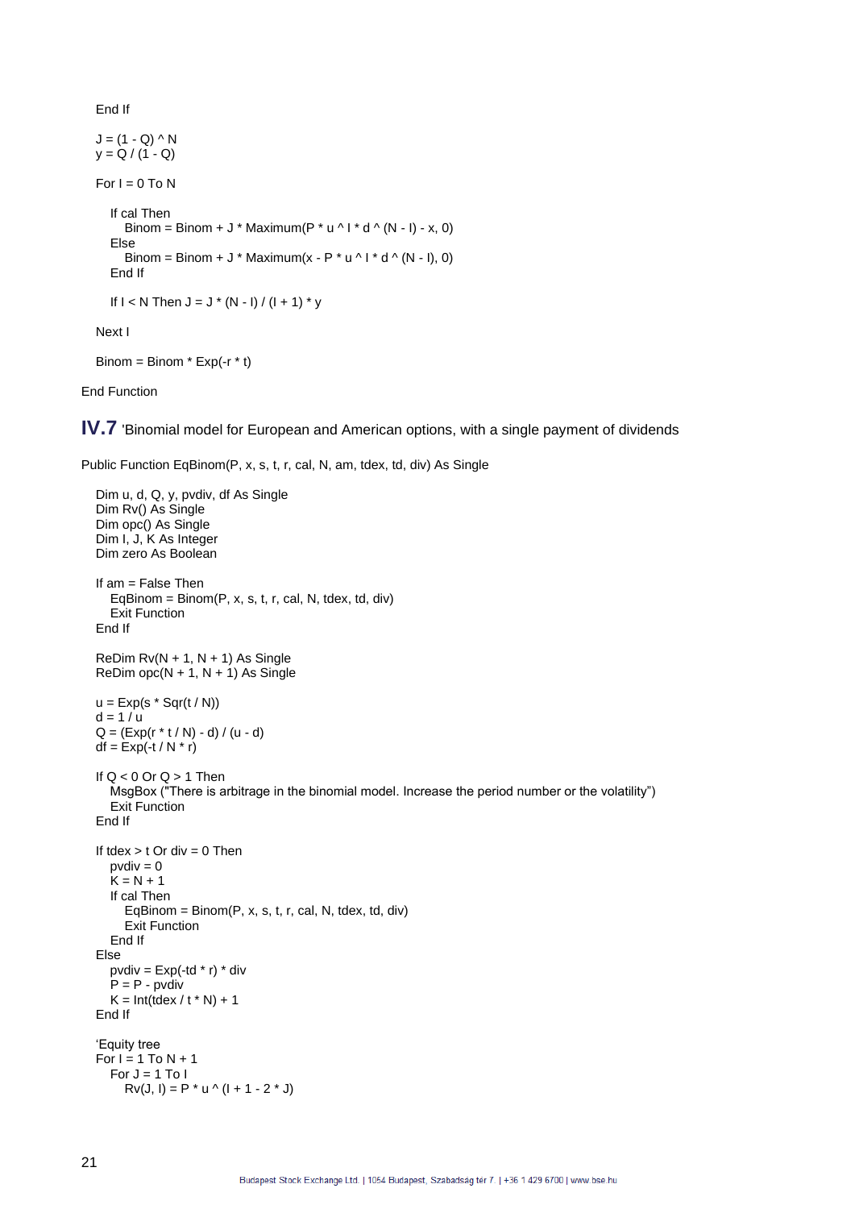```
    End If

    J = (1 - Q) ^ N
    y = Q / (1 - Q)

    For I = 0 To N

        If cal Then
            Binom = Binom + J * Maximum(P * u ^ I * d ^ (N - I) - x, 0)
        Else
            Binom = Binom + J * Maximum(x - P * u ^ I * d ^ (N - I), 0)
        End If

        If I < N Then J = J * (N - I) / (I + 1) * y

    Next I

    Binom = Binom * Exp(-r * t)

End Function
```

## IV.7 'Binomial model for European and American options, with a single payment of dividends

```
Public Function EqBinom(P, x, s, t, r, cal, N, am, tdex, td, div) As Single

    Dim u, d, Q, y, pvdiv, df As Single
    Dim Rv() As Single
    Dim opc() As Single
    Dim I, J, K As Integer
    Dim zero As Boolean

    If am = False Then
        EqBinom = Binom(P, x, s, t, r, cal, N, tdex, td, div)
        Exit Function
    End If

    ReDim Rv(N + 1, N + 1) As Single
    ReDim opc(N + 1, N + 1) As Single

    u = Exp(s * Sqr(t / N))
    d = 1 / u
    Q = (Exp(r * t / N) - d) / (u - d)
    df = Exp(-t / N * r)

    If Q < 0 Or Q > 1 Then
        MsgBox ("There is arbitrage in the binomial model. Increase the period number or the volatility")
        Exit Function
    End If

    If tdex > t Or div = 0 Then
        pvdiv = 0
        K = N + 1
        If cal Then
            EqBinom = Binom(P, x, s, t, r, cal, N, tdex, td, div)
            Exit Function
        End If
    Else
        pvdiv = Exp(-td * r) * div
        P = P - pvdiv
        K = Int(tdex / t * N) + 1
    End If

    'Equity tree
    For I = 1 To N + 1
        For J = 1 To I
            Rv(J, I) = P * u ^ (I + 1 - 2 * J)
```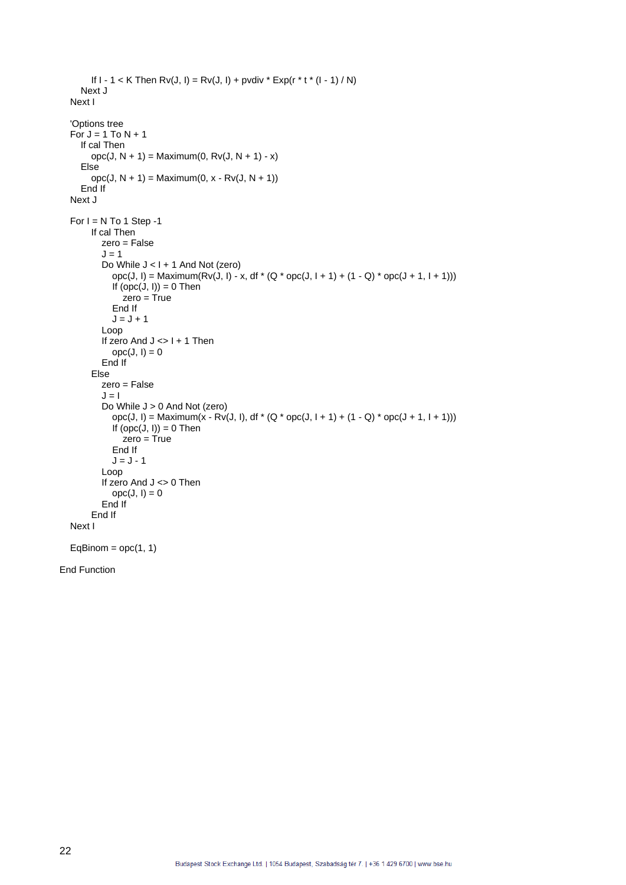```
        If I - 1 < K Then Rv(J, I) = Rv(J, I) + pvdiv * Exp(r * t * (I - 1) / N)
      Next J
    Next I

    'Options tree
    For J = 1 To N + 1
      If cal Then
        opc(J, N + 1) = Maximum(0, Rv(J, N + 1) - x)
      Else
        opc(J, N + 1) = Maximum(0, x - Rv(J, N + 1))
      End If
    Next J

    For I = N To 1 Step -1
        If cal Then
          zero = False
          J = 1
          Do While J < I + 1 And Not (zero)
            opc(J, I) = Maximum(Rv(J, I) - x, df * (Q * opc(J, I + 1) + (1 - Q) * opc(J + 1, I + 1)))
            If (opc(J, I)) = 0 Then
              zero = True
            End If
            J = J + 1
          Loop
          If zero And J <> I + 1 Then
            opc(J, I) = 0
          End If
        Else
          zero = False
          J = I
          Do While J > 0 And Not (zero)
            opc(J, I) = Maximum(x - Rv(J, I), df * (Q * opc(J, I + 1) + (1 - Q) * opc(J + 1, I + 1)))
            If (opc(J, I)) = 0 Then
              zero = True
            End If
            J = J - 1
          Loop
          If zero And J <> 0 Then
            opc(J, I) = 0
          End If
        End If
    Next I

    EqBinom = opc(1, 1)

End Function
```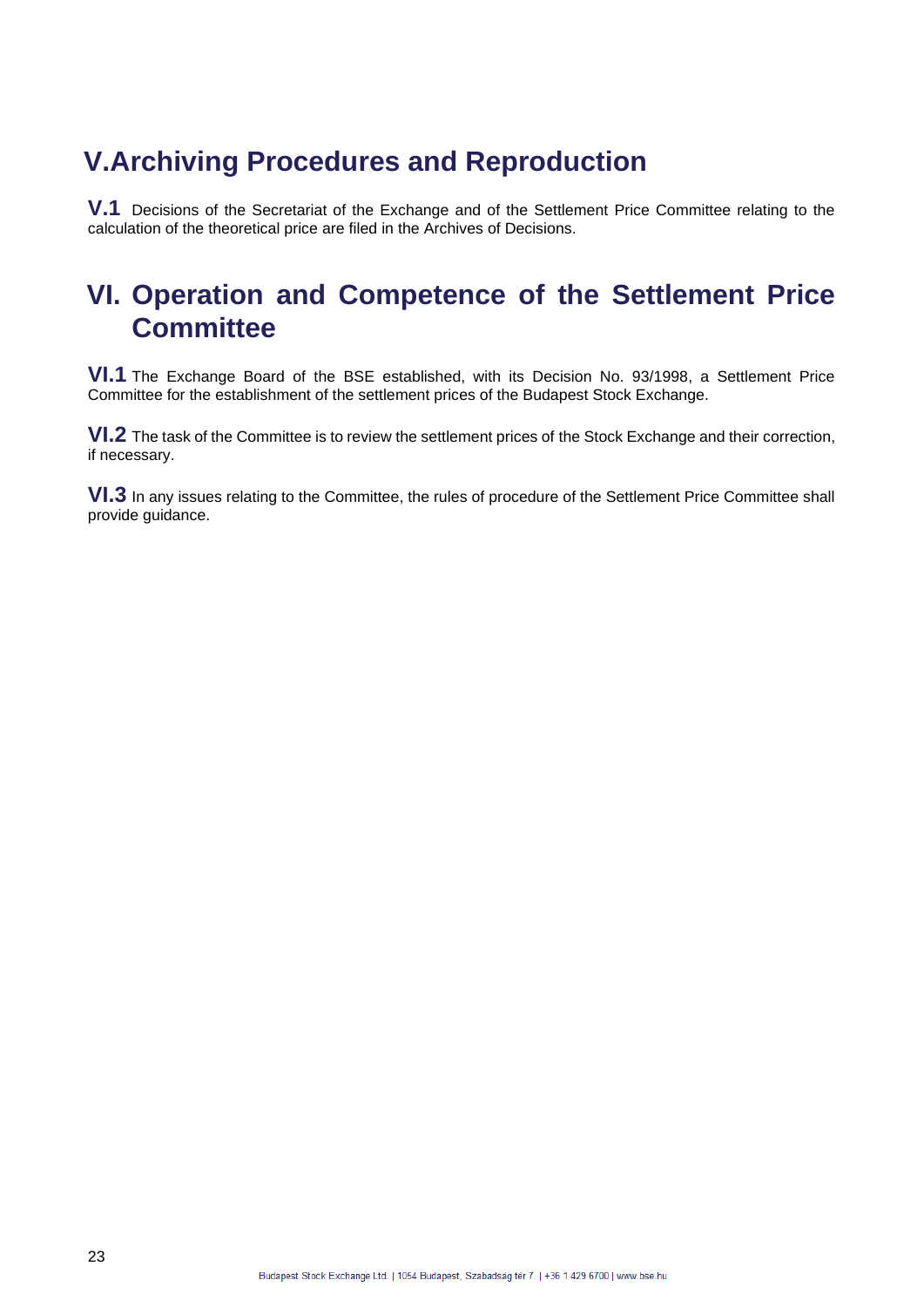# V.Archiving Procedures and Reproduction

**V.1** Decisions of the Secretariat of the Exchange and of the Settlement Price Committee relating to the calculation of the theoretical price are filed in the Archives of Decisions.

# VI. Operation and Competence of the Settlement Price Committee

**VI.1** The Exchange Board of the BSE established, with its Decision No. 93/1998, a Settlement Price Committee for the establishment of the settlement prices of the Budapest Stock Exchange.

**VI.2** The task of the Committee is to review the settlement prices of the Stock Exchange and their correction, if necessary.

**VI.3** In any issues relating to the Committee, the rules of procedure of the Settlement Price Committee shall provide guidance.